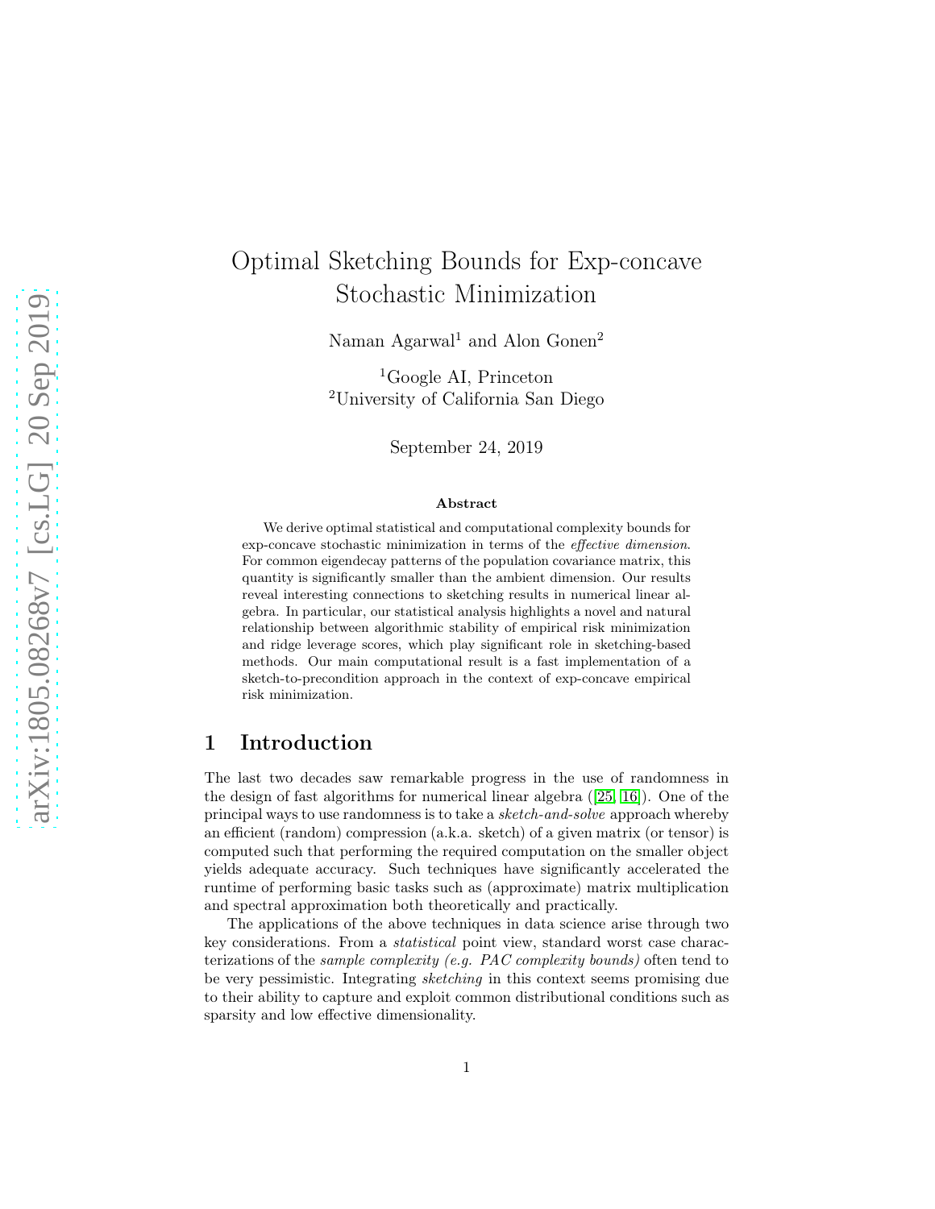# Optimal Sketching Bounds for Exp-concave Stochastic Minimization

Naman Agarwal[1] and Alon Gonen[2]

[1]Google AI, Princeton
[2]University of California San Diego

September 24, 2019

**Abstract**

We derive optimal statistical and computational complexity bounds for exp-concave stochastic minimization in terms of the *effective dimension*. For common eigendecay patterns of the population covariance matrix, this quantity is significantly smaller than the ambient dimension. Our results reveal interesting connections to sketching results in numerical linear algebra. In particular, our statistical analysis highlights a novel and natural relationship between algorithmic stability of empirical risk minimization and ridge leverage scores, which play significant role in sketching-based methods. Our main computational result is a fast implementation of a sketch-to-precondition approach in the context of exp-concave empirical risk minimization.

## 1 Introduction

The last two decades saw remarkable progress in the use of randomness in the design of fast algorithms for numerical linear algebra ([25, 16]). One of the principal ways to use randomness is to take a *sketch-and-solve* approach whereby an efficient (random) compression (a.k.a. sketch) of a given matrix (or tensor) is computed such that performing the required computation on the smaller object yields adequate accuracy. Such techniques have significantly accelerated the runtime of performing basic tasks such as (approximate) matrix multiplication and spectral approximation both theoretically and practically.

The applications of the above techniques in data science arise through two key considerations. From a *statistical* point view, standard worst case characterizations of the *sample complexity (e.g. PAC complexity bounds)* often tend to be very pessimistic. Integrating *sketching* in this context seems promising due to their ability to capture and exploit common distributional conditions such as sparsity and low effective dimensionality.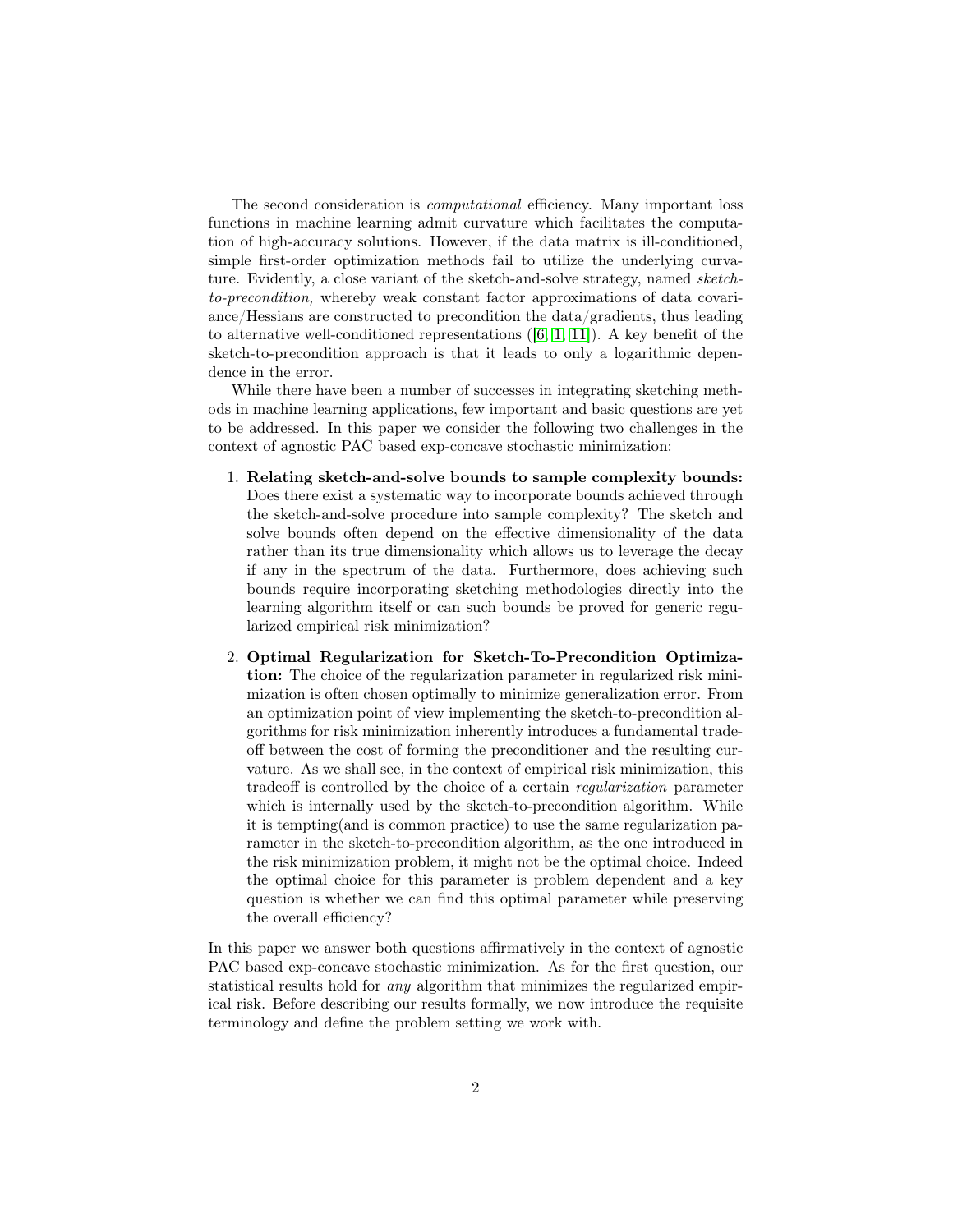The second consideration is *computational* efficiency. Many important loss functions in machine learning admit curvature which facilitates the computation of high-accuracy solutions. However, if the data matrix is ill-conditioned, simple first-order optimization methods fail to utilize the underlying curvature. Evidently, a close variant of the sketch-and-solve strategy, named *sketch-to-precondition,* whereby weak constant factor approximations of data covariance/Hessians are constructed to precondition the data/gradients, thus leading to alternative well-conditioned representations ([6, 1, 11]). A key benefit of the sketch-to-precondition approach is that it leads to only a logarithmic dependence in the error.

While there have been a number of successes in integrating sketching methods in machine learning applications, few important and basic questions are yet to be addressed. In this paper we consider the following two challenges in the context of agnostic PAC based exp-concave stochastic minimization:

1. **Relating sketch-and-solve bounds to sample complexity bounds:** Does there exist a systematic way to incorporate bounds achieved through the sketch-and-solve procedure into sample complexity? The sketch and solve bounds often depend on the effective dimensionality of the data rather than its true dimensionality which allows us to leverage the decay if any in the spectrum of the data. Furthermore, does achieving such bounds require incorporating sketching methodologies directly into the learning algorithm itself or can such bounds be proved for generic regularized empirical risk minimization?

2. **Optimal Regularization for Sketch-To-Precondition Optimization:** The choice of the regularization parameter in regularized risk minimization is often chosen optimally to minimize generalization error. From an optimization point of view implementing the sketch-to-precondition algorithms for risk minimization inherently introduces a fundamental tradeoff between the cost of forming the preconditioner and the resulting curvature. As we shall see, in the context of empirical risk minimization, this tradeoff is controlled by the choice of a certain *regularization* parameter which is internally used by the sketch-to-precondition algorithm. While it is tempting(and is common practice) to use the same regularization parameter in the sketch-to-precondition algorithm, as the one introduced in the risk minimization problem, it might not be the optimal choice. Indeed the optimal choice for this parameter is problem dependent and a key question is whether we can find this optimal parameter while preserving the overall efficiency?

In this paper we answer both questions affirmatively in the context of agnostic PAC based exp-concave stochastic minimization. As for the first question, our statistical results hold for *any* algorithm that minimizes the regularized empirical risk. Before describing our results formally, we now introduce the requisite terminology and define the problem setting we work with.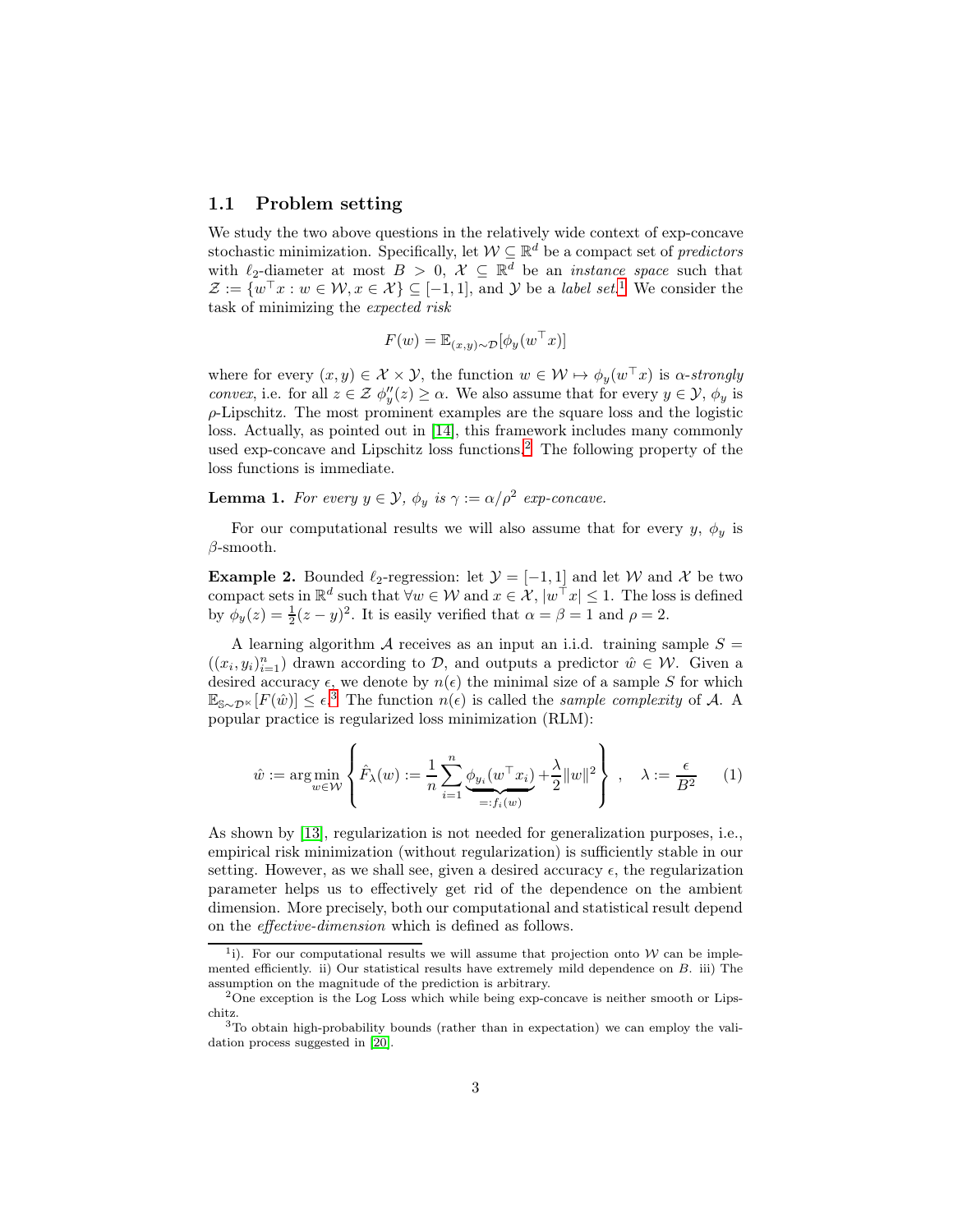## 1.1 Problem setting

We study the two above questions in the relatively wide context of exp-concave stochastic minimization. Specifically, let $\mathcal{W} \subseteq \mathbb{R}^d$ be a compact set of *predictors* with $\ell_2$-diameter at most $B > 0$, $\mathcal{X} \subseteq \mathbb{R}^d$ be an *instance space* such that $\mathcal{Z} := \{w^\top x : w \in \mathcal{W}, x \in \mathcal{X}\} \subseteq [-1, 1]$, and $\mathcal{Y}$ be a *label set*.[1] We consider the task of minimizing the *expected risk*

$$F(w) = \mathbb{E}_{(x,y)\sim\mathcal{D}}[\phi_y(w^\top x)]$$

where for every $(x, y) \in \mathcal{X} \times \mathcal{Y}$, the function $w \in \mathcal{W} \mapsto \phi_y(w^\top x)$ is $\alpha$-*strongly convex*, i.e. for all $z \in \mathcal{Z}$ $\phi''_y(z) \geq \alpha$. We also assume that for every $y \in \mathcal{Y}$, $\phi_y$ is $\rho$-Lipschitz. The most prominent examples are the square loss and the logistic loss. Actually, as pointed out in [14], this framework includes many commonly used exp-concave and Lipschitz loss functions.[2] The following property of the loss functions is immediate.

**Lemma 1.** *For every $y \in \mathcal{Y}$, $\phi_y$ is $\gamma := \alpha/\rho^2$ exp-concave.*

For our computational results we will also assume that for every $y$, $\phi_y$ is $\beta$-smooth.

**Example 2.** Bounded $\ell_2$-regression: let $\mathcal{Y} = [-1, 1]$ and let $\mathcal{W}$ and $\mathcal{X}$ be two compact sets in $\mathbb{R}^d$ such that $\forall w \in \mathcal{W}$ and $x \in \mathcal{X}$, $|w^\top x| \leq 1$. The loss is defined by $\phi_y(z) = \frac{1}{2}(z - y)^2$. It is easily verified that $\alpha = \beta = 1$ and $\rho = 2$.

A learning algorithm $\mathcal{A}$ receives as an input an i.i.d. training sample $S = ((x_i, y_i)_{i=1}^n)$ drawn according to $\mathcal{D}$, and outputs a predictor $\hat{w} \in \mathcal{W}$. Given a desired accuracy $\epsilon$, we denote by $n(\epsilon)$ the minimal size of a sample $S$ for which $\mathbb{E}_{\mathbb{S}\sim\mathcal{D}^\ltimes}[F(\hat{w})] \leq \epsilon$.[3] The function $n(\epsilon)$ is called the *sample complexity* of $\mathcal{A}$. A popular practice is regularized loss minimization (RLM):

$$\hat{w} := \arg\min_{w\in\mathcal{W}} \left\{ \hat{F}_\lambda(w) := \frac{1}{n}\sum_{i=1}^{n} \underbrace{\phi_{y_i}(w^\top x_i)}_{=:f_i(w)} + \frac{\lambda}{2}\|w\|^2 \right\}, \quad \lambda := \frac{\epsilon}{B^2} \tag{1}$$

As shown by [13], regularization is not needed for generalization purposes, i.e., empirical risk minimization (without regularization) is sufficiently stable in our setting. However, as we shall see, given a desired accuracy $\epsilon$, the regularization parameter helps us to effectively get rid of the dependence on the ambient dimension. More precisely, both our computational and statistical result depend on the *effective-dimension* which is defined as follows.

---

[1] i). For our computational results we will assume that projection onto $\mathcal{W}$ can be implemented efficiently. ii) Our statistical results have extremely mild dependence on $B$. iii) The assumption on the magnitude of the prediction is arbitrary.

[2] One exception is the Log Loss which while being exp-concave is neither smooth or Lipschitz.

[3] To obtain high-probability bounds (rather than in expectation) we can employ the validation process suggested in [20].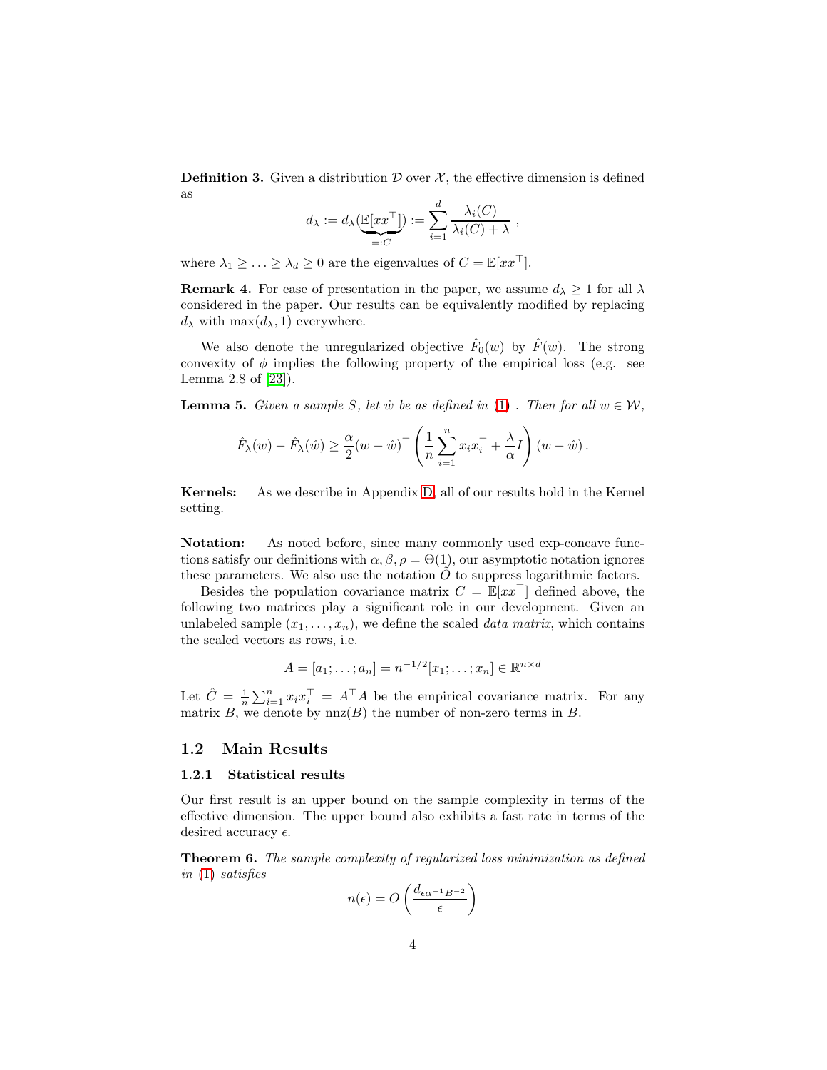**Definition 3.** Given a distribution $\mathcal{D}$ over $\mathcal{X}$, the effective dimension is defined as

$$d_\lambda := d_\lambda(\underbrace{\mathbb{E}[xx^\top]}_{=:C}) := \sum_{i=1}^{d} \frac{\lambda_i(C)}{\lambda_i(C) + \lambda} ,$$

where $\lambda_1 \geq \ldots \geq \lambda_d \geq 0$ are the eigenvalues of $C = \mathbb{E}[xx^\top]$.

**Remark 4.** For ease of presentation in the paper, we assume $d_\lambda \geq 1$ for all $\lambda$ considered in the paper. Our results can be equivalently modified by replacing $d_\lambda$ with $\max(d_\lambda, 1)$ everywhere.

We also denote the unregularized objective $\hat{F}_0(w)$ by $\hat{F}(w)$. The strong convexity of $\phi$ implies the following property of the empirical loss (e.g. see Lemma 2.8 of [23]).

**Lemma 5.** *Given a sample $S$, let $\hat{w}$ be as defined in (1) . Then for all $w \in \mathcal{W}$,*

$$\hat{F}_\lambda(w) - \hat{F}_\lambda(\hat{w}) \geq \frac{\alpha}{2}(w - \hat{w})^\top \left( \frac{1}{n} \sum_{i=1}^{n} x_i x_i^\top + \frac{\lambda}{\alpha} I \right) (w - \hat{w}) .$$

**Kernels:** As we describe in Appendix D, all of our results hold in the Kernel setting.

**Notation:** As noted before, since many commonly used exp-concave functions satisfy our definitions with $\alpha, \beta, \rho = \Theta(1)$, our asymptotic notation ignores these parameters. We also use the notation $\tilde{O}$ to suppress logarithmic factors.

Besides the population covariance matrix $C = \mathbb{E}[xx^\top]$ defined above, the following two matrices play a significant role in our development. Given an unlabeled sample $(x_1, \ldots, x_n)$, we define the scaled *data matrix*, which contains the scaled vectors as rows, i.e.

$$A = [a_1; \ldots ; a_n] = n^{-1/2}[x_1; \ldots ; x_n] \in \mathbb{R}^{n \times d}$$

Let $\hat{C} = \frac{1}{n}\sum_{i=1}^{n} x_i x_i^\top = A^\top A$ be the empirical covariance matrix. For any matrix $B$, we denote by $\mathrm{nnz}(B)$ the number of non-zero terms in $B$.

## 1.2 Main Results

### 1.2.1 Statistical results

Our first result is an upper bound on the sample complexity in terms of the effective dimension. The upper bound also exhibits a fast rate in terms of the desired accuracy $\epsilon$.

**Theorem 6.** *The sample complexity of regularized loss minimization as defined in (1) satisfies*

$$n(\epsilon) = O\left( \frac{d_{\epsilon\alpha^{-1}B^{-2}}}{\epsilon} \right)$$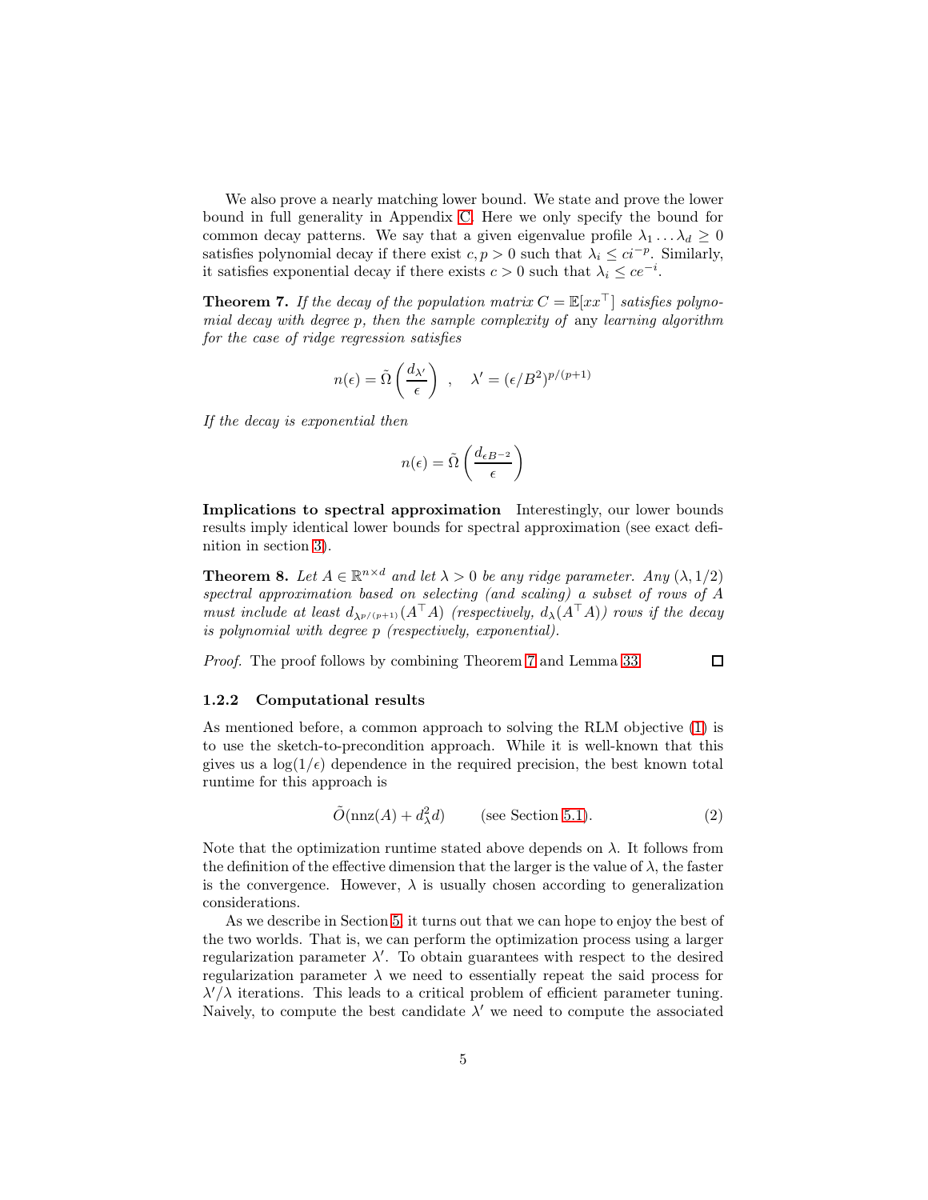We also prove a nearly matching lower bound. We state and prove the lower bound in full generality in Appendix C. Here we only specify the bound for common decay patterns. We say that a given eigenvalue profile $\lambda_1 \dots \lambda_d \geq 0$ satisfies polynomial decay if there exist $c, p > 0$ such that $\lambda_i \leq c i^{-p}$. Similarly, it satisfies exponential decay if there exists $c > 0$ such that $\lambda_i \leq c e^{-i}$.

**Theorem 7.** *If the decay of the population matrix $C = \mathbb{E}[xx^\top]$ satisfies polynomial decay with degree $p$, then the sample complexity of* any *learning algorithm for the case of ridge regression satisfies*

$$n(\epsilon) = \tilde{\Omega}\left(\frac{d_{\lambda'}}{\epsilon}\right) \quad , \quad \lambda' = (\epsilon/B^2)^{p/(p+1)}$$

*If the decay is exponential then*

$$n(\epsilon) = \tilde{\Omega}\left(\frac{d_{\epsilon B^{-2}}}{\epsilon}\right)$$

**Implications to spectral approximation** Interestingly, our lower bounds results imply identical lower bounds for spectral approximation (see exact definition in section 3).

**Theorem 8.** *Let $A \in \mathbb{R}^{n \times d}$ and let $\lambda > 0$ be any ridge parameter. Any $(\lambda, 1/2)$ spectral approximation based on selecting (and scaling) a subset of rows of $A$ must include at least $d_{\lambda^{p/(p+1)}}(A^\top A)$ (respectively, $d_\lambda(A^\top A)$) rows if the decay is polynomial with degree $p$ (respectively, exponential).*

*Proof.* The proof follows by combining Theorem 7 and Lemma 33. ∎

### 1.2.2 Computational results

As mentioned before, a common approach to solving the RLM objective (1) is to use the sketch-to-precondition approach. While it is well-known that this gives us a $\log(1/\epsilon)$ dependence in the required precision, the best known total runtime for this approach is

$$\tilde{O}(\text{nnz}(A) + d_\lambda^2 d) \qquad \text{(see Section 5.1)}. \tag{2}$$

Note that the optimization runtime stated above depends on $\lambda$. It follows from the definition of the effective dimension that the larger is the value of $\lambda$, the faster is the convergence. However, $\lambda$ is usually chosen according to generalization considerations.

As we describe in Section 5, it turns out that we can hope to enjoy the best of the two worlds. That is, we can perform the optimization process using a larger regularization parameter $\lambda'$. To obtain guarantees with respect to the desired regularization parameter $\lambda$ we need to essentially repeat the said process for $\lambda'/\lambda$ iterations. This leads to a critical problem of efficient parameter tuning. Naively, to compute the best candidate $\lambda'$ we need to compute the associated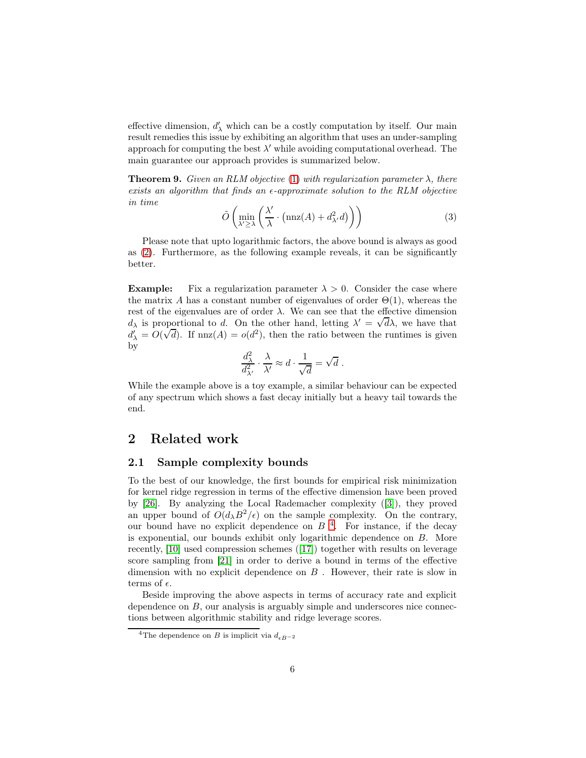effective dimension, $d'_\lambda$ which can be a costly computation by itself. Our main result remedies this issue by exhibiting an algorithm that uses an under-sampling approach for computing the best $\lambda'$ while avoiding computational overhead. The main guarantee our approach provides is summarized below.

**Theorem 9.** *Given an RLM objective (1) with regularization parameter $\lambda$, there exists an algorithm that finds an $\epsilon$-approximate solution to the RLM objective in time*

$$\tilde{O}\left(\min_{\lambda' \geq \lambda}\left(\frac{\lambda'}{\lambda} \cdot \left(\mathrm{nnz}(A) + d_{\lambda'}^2 d\right)\right)\right) \tag{3}$$

Please note that upto logarithmic factors, the above bound is always as good as (2). Furthermore, as the following example reveals, it can be significantly better.

**Example:** Fix a regularization parameter $\lambda > 0$. Consider the case where the matrix $A$ has a constant number of eigenvalues of order $\Theta(1)$, whereas the rest of the eigenvalues are of order $\lambda$. We can see that the effective dimension $d_\lambda$ is proportional to $d$. On the other hand, letting $\lambda' = \sqrt{d}\lambda$, we have that $d'_\lambda = O(\sqrt{d})$. If $\mathrm{nnz}(A) = o(d^2)$, then the ratio between the runtimes is given by

$$\frac{d_\lambda^2}{d_{\lambda'}^2} \cdot \frac{\lambda}{\lambda'} \approx d \cdot \frac{1}{\sqrt{d}} = \sqrt{d}\ .$$

While the example above is a toy example, a similar behaviour can be expected of any spectrum which shows a fast decay initially but a heavy tail towards the end.

## 2 Related work

### 2.1 Sample complexity bounds

To the best of our knowledge, the first bounds for empirical risk minimization for kernel ridge regression in terms of the effective dimension have been proved by [26]. By analyzing the Local Rademacher complexity ([3]), they proved an upper bound of $O(d_\lambda B^2/\epsilon)$ on the sample complexity. On the contrary, our bound have no explicit dependence on $B$ [4]. For instance, if the decay is exponential, our bounds exhibit only logarithmic dependence on $B$. More recently, [10] used compression schemes ([17]) together with results on leverage score sampling from [21] in order to derive a bound in terms of the effective dimension with no explicit dependence on $B$ . However, their rate is slow in terms of $\epsilon$.

Beside improving the above aspects in terms of accuracy rate and explicit dependence on $B$, our analysis is arguably simple and underscores nice connections between algorithmic stability and ridge leverage scores.

[4] The dependence on $B$ is implicit via $d_{\epsilon B^{-2}}$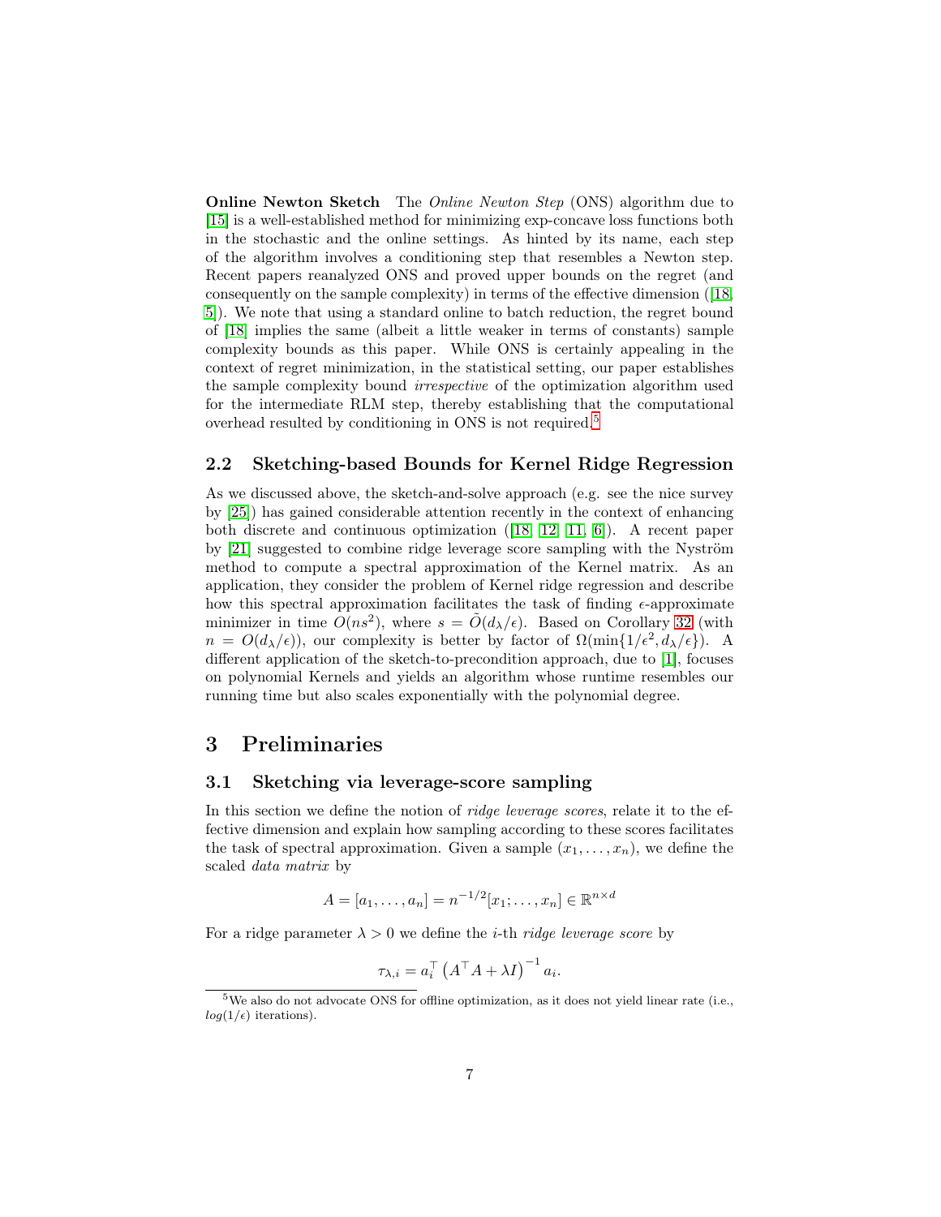**Online Newton Sketch** The *Online Newton Step* (ONS) algorithm due to [15] is a well-established method for minimizing exp-concave loss functions both in the stochastic and the online settings. As hinted by its name, each step of the algorithm involves a conditioning step that resembles a Newton step. Recent papers reanalyzed ONS and proved upper bounds on the regret (and consequently on the sample complexity) in terms of the effective dimension ([18, 5]). We note that using a standard online to batch reduction, the regret bound of [18] implies the same (albeit a little weaker in terms of constants) sample complexity bounds as this paper. While ONS is certainly appealing in the context of regret minimization, in the statistical setting, our paper establishes the sample complexity bound *irrespective* of the optimization algorithm used for the intermediate RLM step, thereby establishing that the computational overhead resulted by conditioning in ONS is not required.[5]

## 2.2 Sketching-based Bounds for Kernel Ridge Regression

As we discussed above, the sketch-and-solve approach (e.g. see the nice survey by [25]) has gained considerable attention recently in the context of enhancing both discrete and continuous optimization ([18, 12, 11, 6]). A recent paper by [21] suggested to combine ridge leverage score sampling with the Nyström method to compute a spectral approximation of the Kernel matrix. As an application, they consider the problem of Kernel ridge regression and describe how this spectral approximation facilitates the task of finding $\epsilon$-approximate minimizer in time $O(ns^2)$, where $s = \tilde{O}(d_\lambda/\epsilon)$. Based on Corollary 32 (with $n = O(d_\lambda/\epsilon)$), our complexity is better by factor of $\Omega(\min\{1/\epsilon^2, d_\lambda/\epsilon\})$. A different application of the sketch-to-precondition approach, due to [1], focuses on polynomial Kernels and yields an algorithm whose runtime resembles our running time but also scales exponentially with the polynomial degree.

# 3 Preliminaries

## 3.1 Sketching via leverage-score sampling

In this section we define the notion of *ridge leverage scores*, relate it to the effective dimension and explain how sampling according to these scores facilitates the task of spectral approximation. Given a sample $(x_1, \ldots, x_n)$, we define the scaled *data matrix* by

$$A = [a_1, \ldots, a_n] = n^{-1/2}[x_1; \ldots, x_n] \in \mathbb{R}^{n \times d}$$

For a ridge parameter $\lambda > 0$ we define the $i$-th *ridge leverage score* by

$$\tau_{\lambda,i} = a_i^\top \left(A^\top A + \lambda I\right)^{-1} a_i.$$

[5] We also do not advocate ONS for offline optimization, as it does not yield linear rate (i.e., $log(1/\epsilon)$ iterations).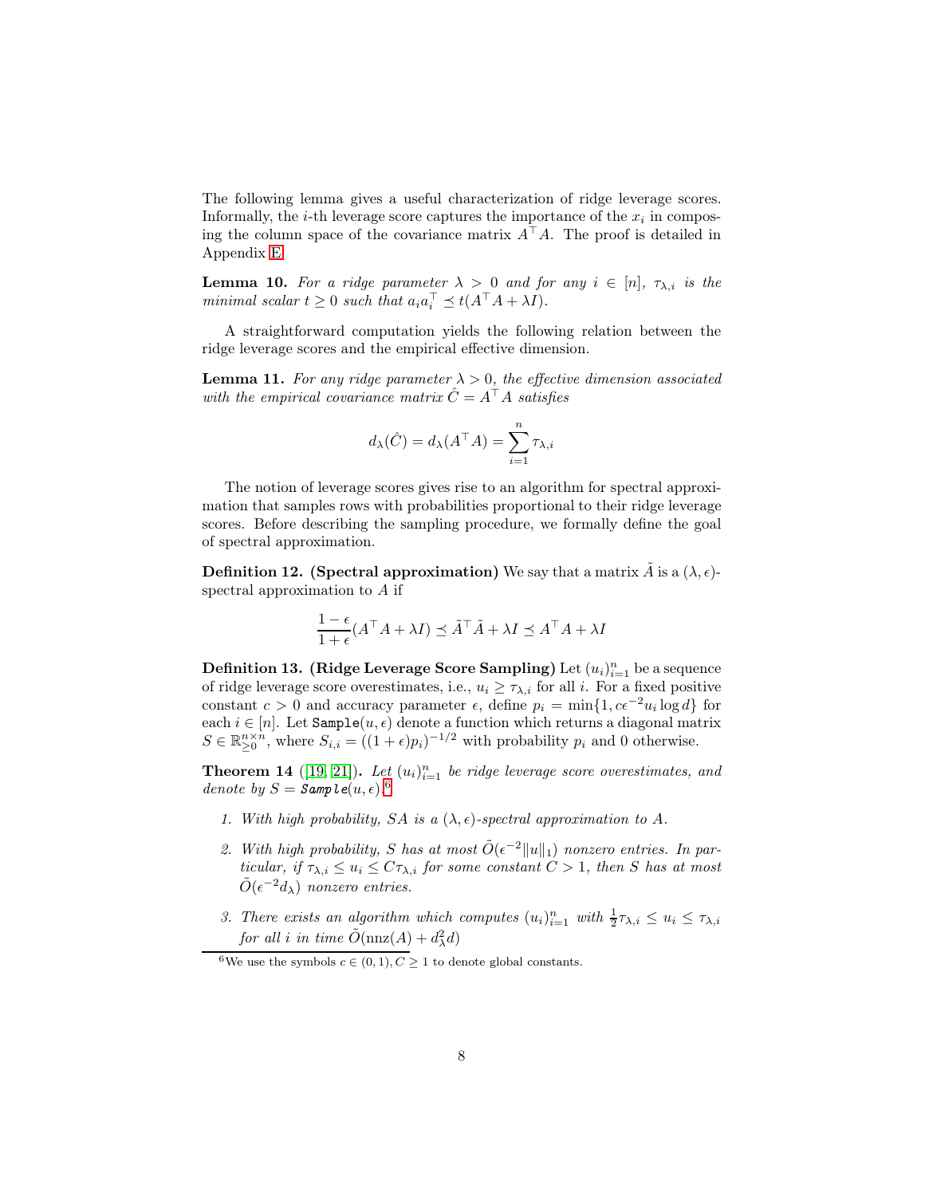The following lemma gives a useful characterization of ridge leverage scores. Informally, the $i$-th leverage score captures the importance of the $x_i$ in composing the column space of the covariance matrix $A^\top A$. The proof is detailed in Appendix E.

**Lemma 10.** *For a ridge parameter $\lambda > 0$ and for any $i \in [n]$, $\tau_{\lambda,i}$ is the minimal scalar $t \geq 0$ such that $a_i a_i^\top \preceq t(A^\top A + \lambda I)$.*

A straightforward computation yields the following relation between the ridge leverage scores and the empirical effective dimension.

**Lemma 11.** *For any ridge parameter $\lambda > 0$, the effective dimension associated with the empirical covariance matrix $\hat{C} = A^\top A$ satisfies*

$$d_\lambda(\hat{C}) = d_\lambda(A^\top A) = \sum_{i=1}^{n} \tau_{\lambda,i}$$

The notion of leverage scores gives rise to an algorithm for spectral approximation that samples rows with probabilities proportional to their ridge leverage scores. Before describing the sampling procedure, we formally define the goal of spectral approximation.

**Definition 12. (Spectral approximation)** We say that a matrix $\tilde{A}$ is a $(\lambda, \epsilon)$-spectral approximation to $A$ if

$$\frac{1-\epsilon}{1+\epsilon}(A^\top A + \lambda I) \preceq \tilde{A}^\top \tilde{A} + \lambda I \preceq A^\top A + \lambda I$$

**Definition 13. (Ridge Leverage Score Sampling)** Let $(u_i)_{i=1}^n$ be a sequence of ridge leverage score overestimates, i.e., $u_i \geq \tau_{\lambda,i}$ for all $i$. For a fixed positive constant $c > 0$ and accuracy parameter $\epsilon$, define $p_i = \min\{1, c\epsilon^{-2} u_i \log d\}$ for each $i \in [n]$. Let $\texttt{Sample}(u, \epsilon)$ denote a function which returns a diagonal matrix $S \in \mathbb{R}_{\geq 0}^{n \times n}$, where $S_{i,i} = ((1+\epsilon)p_i)^{-1/2}$ with probability $p_i$ and 0 otherwise.

**Theorem 14** ([19, 21])**.** *Let $(u_i)_{i=1}^n$ be ridge leverage score overestimates, and denote by $S = \texttt{Sample}(u, \epsilon)$.*[6]

1. *With high probability, $SA$ is a $(\lambda, \epsilon)$-spectral approximation to $A$.*
2. *With high probability, $S$ has at most $\tilde{O}(\epsilon^{-2}\|u\|_1)$ nonzero entries. In particular, if $\tau_{\lambda,i} \leq u_i \leq C\tau_{\lambda,i}$ for some constant $C > 1$, then $S$ has at most $\tilde{O}(\epsilon^{-2} d_\lambda)$ nonzero entries.*
3. *There exists an algorithm which computes $(u_i)_{i=1}^n$ with $\frac{1}{2}\tau_{\lambda,i} \leq u_i \leq \tau_{\lambda,i}$ for all $i$ in time $\tilde{O}(\text{nnz}(A) + d_\lambda^2 d)$*

[6] We use the symbols $c \in (0,1), C \geq 1$ to denote global constants.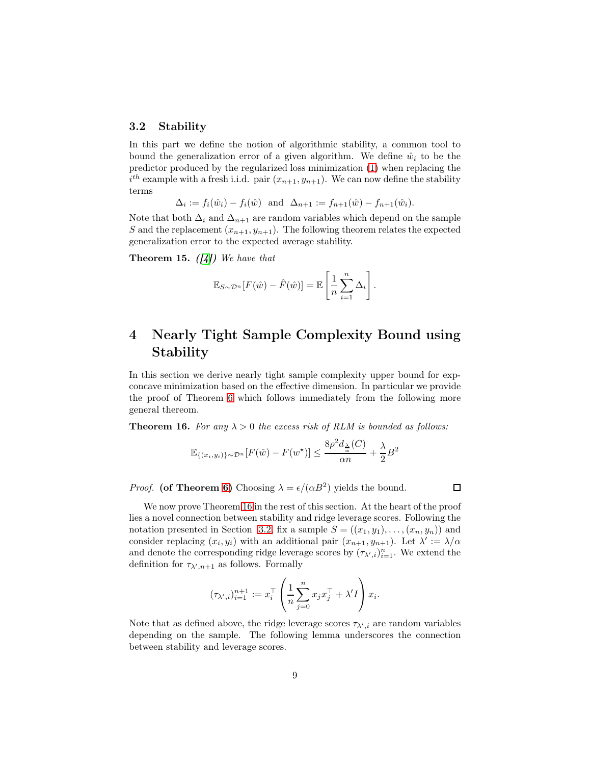### 3.2 Stability

In this part we define the notion of algorithmic stability, a common tool to bound the generalization error of a given algorithm. We define $\hat{w}_i$ to be the predictor produced by the regularized loss minimization (1) when replacing the $i^{th}$ example with a fresh i.i.d. pair $(x_{n+1}, y_{n+1})$. We can now define the stability terms

$$\Delta_i := f_i(\hat{w}_i) - f_i(\hat{w}) \quad \text{and} \quad \Delta_{n+1} := f_{n+1}(\hat{w}) - f_{n+1}(\hat{w}_i).$$

Note that both $\Delta_i$ and $\Delta_{n+1}$ are random variables which depend on the sample $S$ and the replacement $(x_{n+1}, y_{n+1})$. The following theorem relates the expected generalization error to the expected average stability.

**Theorem 15.** *([4]) We have that*

$$\mathbb{E}_{S\sim\mathcal{D}^n}[F(\hat{w}) - \hat{F}(\hat{w})] = \mathbb{E}\left[\frac{1}{n}\sum_{i=1}^{n}\Delta_i\right].$$

# 4 Nearly Tight Sample Complexity Bound using Stability

In this section we derive nearly tight sample complexity upper bound for exp-concave minimization based on the effective dimension. In particular we provide the proof of Theorem 6 which follows immediately from the following more general thereom.

**Theorem 16.** *For any $\lambda > 0$ the excess risk of RLM is bounded as follows:*

$$\mathbb{E}_{\{(x_i,y_i)\}\sim\mathcal{D}^n}[F(\hat{w}) - F(w^\star)] \leq \frac{8\rho^2 d_{\frac{\lambda}{\alpha}}(C)}{\alpha n} + \frac{\lambda}{2}B^2$$

*Proof.* **(of Theorem 6)** Choosing $\lambda = \epsilon/(\alpha B^2)$ yields the bound. $\square$

We now prove Theorem 16 in the rest of this section. At the heart of the proof lies a novel connection between stability and ridge leverage scores. Following the notation presented in Section 3.2, fix a sample $S = ((x_1, y_1), \ldots, (x_n, y_n))$ and consider replacing $(x_i, y_i)$ with an additional pair $(x_{n+1}, y_{n+1})$. Let $\lambda' := \lambda/\alpha$ and denote the corresponding ridge leverage scores by $(\tau_{\lambda',i})_{i=1}^n$. We extend the definition for $\tau_{\lambda',n+1}$ as follows. Formally

$$(\tau_{\lambda',i})_{i=1}^{n+1} := x_i^\top\left(\frac{1}{n}\sum_{j=0}^{n}x_jx_j^\top + \lambda' I\right)x_i.$$

Note that as defined above, the ridge leverage scores $\tau_{\lambda',i}$ are random variables depending on the sample. The following lemma underscores the connection between stability and leverage scores.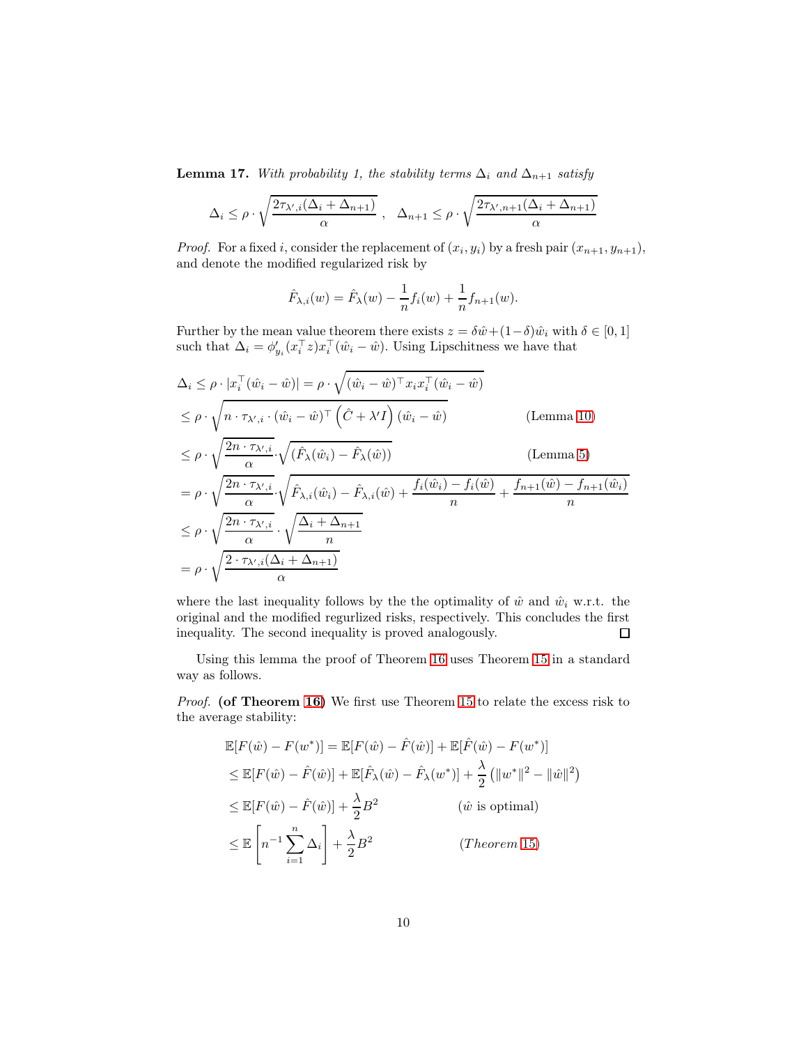**Lemma 17.** *With probability 1, the stability terms $\Delta_i$ and $\Delta_{n+1}$ satisfy*

$$\Delta_i \leq \rho \cdot \sqrt{\frac{2\tau_{\lambda',i}(\Delta_i + \Delta_{n+1})}{\alpha}}\ , \quad \Delta_{n+1} \leq \rho \cdot \sqrt{\frac{2\tau_{\lambda',n+1}(\Delta_i + \Delta_{n+1})}{\alpha}}$$

*Proof.* For a fixed $i$, consider the replacement of $(x_i, y_i)$ by a fresh pair $(x_{n+1}, y_{n+1})$, and denote the modified regularized risk by

$$\hat{F}_{\lambda,i}(w) = \hat{F}_\lambda(w) - \frac{1}{n}f_i(w) + \frac{1}{n}f_{n+1}(w).$$

Further by the mean value theorem there exists $z = \delta\hat{w} + (1-\delta)\hat{w}_i$ with $\delta \in [0,1]$ such that $\Delta_i = \phi'_{y_i}(x_i^\top z)x_i^\top(\hat{w}_i - \hat{w})$. Using Lipschitness we have that

$$\begin{aligned}
\Delta_i &\leq \rho \cdot |x_i^\top(\hat{w}_i - \hat{w})| = \rho \cdot \sqrt{(\hat{w}_i - \hat{w})^\top x_i x_i^\top(\hat{w}_i - \hat{w})} \\
&\leq \rho \cdot \sqrt{n \cdot \tau_{\lambda',i} \cdot (\hat{w}_i - \hat{w})^\top \left(\hat{C} + \lambda' I\right)(\hat{w}_i - \hat{w})} && \text{(Lemma 10)} \\
&\leq \rho \cdot \sqrt{\frac{2n \cdot \tau_{\lambda',i}}{\alpha}} \cdot \sqrt{(\hat{F}_\lambda(\hat{w}_i) - \hat{F}_\lambda(\hat{w}))} && \text{(Lemma 5)} \\
&= \rho \cdot \sqrt{\frac{2n \cdot \tau_{\lambda',i}}{\alpha}} \cdot \sqrt{\hat{F}_{\lambda,i}(\hat{w}_i) - \hat{F}_{\lambda,i}(\hat{w}) + \frac{f_i(\hat{w}_i) - f_i(\hat{w})}{n} + \frac{f_{n+1}(\hat{w}) - f_{n+1}(\hat{w}_i)}{n}} \\
&\leq \rho \cdot \sqrt{\frac{2n \cdot \tau_{\lambda',i}}{\alpha}} \cdot \sqrt{\frac{\Delta_i + \Delta_{n+1}}{n}} \\
&= \rho \cdot \sqrt{\frac{2 \cdot \tau_{\lambda',i}(\Delta_i + \Delta_{n+1})}{\alpha}}
\end{aligned}$$

where the last inequality follows by the the optimality of $\hat{w}$ and $\hat{w}_i$ w.r.t. the original and the modified regurlized risks, respectively. This concludes the first inequality. The second inequality is proved analogously. □

Using this lemma the proof of Theorem 16 uses Theorem 15 in a standard way as follows.

*Proof.* **(of Theorem 16)** We first use Theorem 15 to relate the excess risk to the average stability:

$$\begin{aligned}
\mathbb{E}[F(\hat{w}) - F(w^*)] &= \mathbb{E}[F(\hat{w}) - \hat{F}(\hat{w})] + \mathbb{E}[\hat{F}(\hat{w}) - F(w^*)] \\
&\leq \mathbb{E}[F(\hat{w}) - \hat{F}(\hat{w})] + \mathbb{E}[\hat{F}_\lambda(\hat{w}) - \hat{F}_\lambda(w^*)] + \frac{\lambda}{2}\left(\|w^*\|^2 - \|\hat{w}\|^2\right) \\
&\leq \mathbb{E}[F(\hat{w}) - \hat{F}(\hat{w})] + \frac{\lambda}{2}B^2 && (\hat{w} \text{ is optimal}) \\
&\leq \mathbb{E}\left[n^{-1}\sum_{i=1}^n \Delta_i\right] + \frac{\lambda}{2}B^2 && (\textit{Theorem } 15)
\end{aligned}$$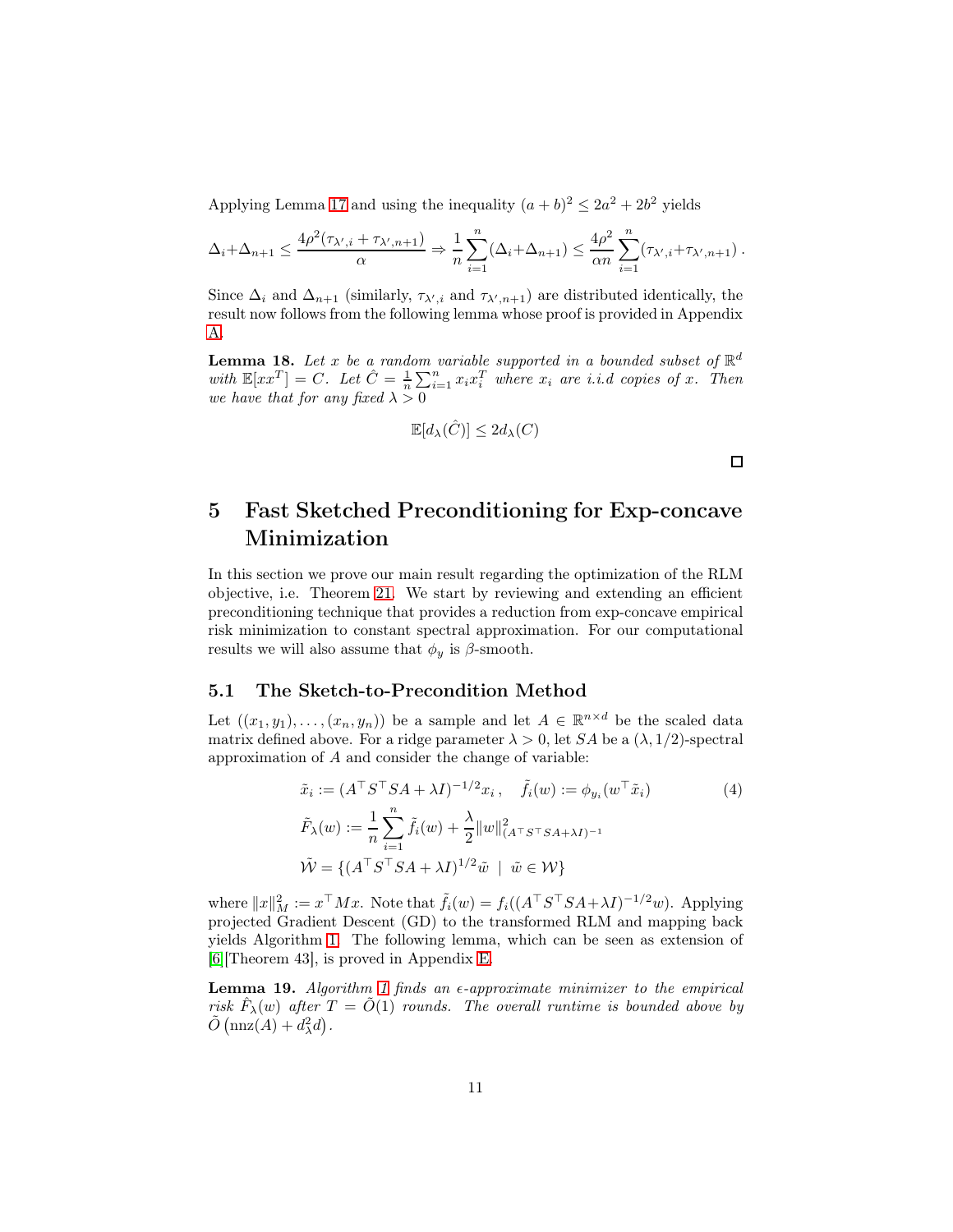Applying Lemma 17 and using the inequality $(a+b)^2 \le 2a^2 + 2b^2$ yields

$$\Delta_i + \Delta_{n+1} \le \frac{4\rho^2(\tau_{\lambda',i} + \tau_{\lambda',n+1})}{\alpha} \Rightarrow \frac{1}{n}\sum_{i=1}^{n}(\Delta_i + \Delta_{n+1}) \le \frac{4\rho^2}{\alpha n}\sum_{i=1}^{n}(\tau_{\lambda',i} + \tau_{\lambda',n+1}) .$$

Since $\Delta_i$ and $\Delta_{n+1}$ (similarly, $\tau_{\lambda',i}$ and $\tau_{\lambda',n+1}$) are distributed identically, the result now follows from the following lemma whose proof is provided in Appendix A.

**Lemma 18.** *Let $x$ be a random variable supported in a bounded subset of $\mathbb{R}^d$ with $\mathbb{E}[xx^T] = C$. Let $\hat{C} = \frac{1}{n}\sum_{i=1}^{n} x_i x_i^T$ where $x_i$ are i.i.d copies of $x$. Then we have that for any fixed $\lambda > 0$*

$$\mathbb{E}[d_\lambda(\hat{C})] \le 2 d_\lambda(C)$$

□

# 5 Fast Sketched Preconditioning for Exp-concave Minimization

In this section we prove our main result regarding the optimization of the RLM objective, i.e. Theorem 21. We start by reviewing and extending an efficient preconditioning technique that provides a reduction from exp-concave empirical risk minimization to constant spectral approximation. For our computational results we will also assume that $\phi_y$ is $\beta$-smooth.

## 5.1 The Sketch-to-Precondition Method

Let $((x_1, y_1), \ldots, (x_n, y_n))$ be a sample and let $A \in \mathbb{R}^{n \times d}$ be the scaled data matrix defined above. For a ridge parameter $\lambda > 0$, let $SA$ be a $(\lambda, 1/2)$-spectral approximation of $A$ and consider the change of variable:

$$\begin{aligned}
&\tilde{x}_i := (A^\top S^\top SA + \lambda I)^{-1/2} x_i\,, \quad \tilde{f}_i(w) := \phi_{y_i}(w^\top \tilde{x}_i) \\
&\tilde{F}_\lambda(w) := \frac{1}{n}\sum_{i=1}^{n} \tilde{f}_i(w) + \frac{\lambda}{2}\|w\|^2_{(A^\top S^\top SA + \lambda I)^{-1}} \\
&\tilde{\mathcal{W}} = \{(A^\top S^\top SA + \lambda I)^{1/2}\tilde{w} \ \mid\ \tilde{w} \in \mathcal{W}\}
\end{aligned} \tag{4}$$

where $\|x\|_M^2 := x^\top M x$. Note that $\tilde{f}_i(w) = f_i((A^\top S^\top SA + \lambda I)^{-1/2} w)$. Applying projected Gradient Descent (GD) to the transformed RLM and mapping back yields Algorithm 1. The following lemma, which can be seen as extension of [6][Theorem 43], is proved in Appendix E.

**Lemma 19.** *Algorithm 1 finds an $\epsilon$-approximate minimizer to the empirical risk $\hat{F}_\lambda(w)$ after $T = \tilde{O}(1)$ rounds. The overall runtime is bounded above by $\tilde{O}\left(\mathrm{nnz}(A) + d_\lambda^2 d\right)$.*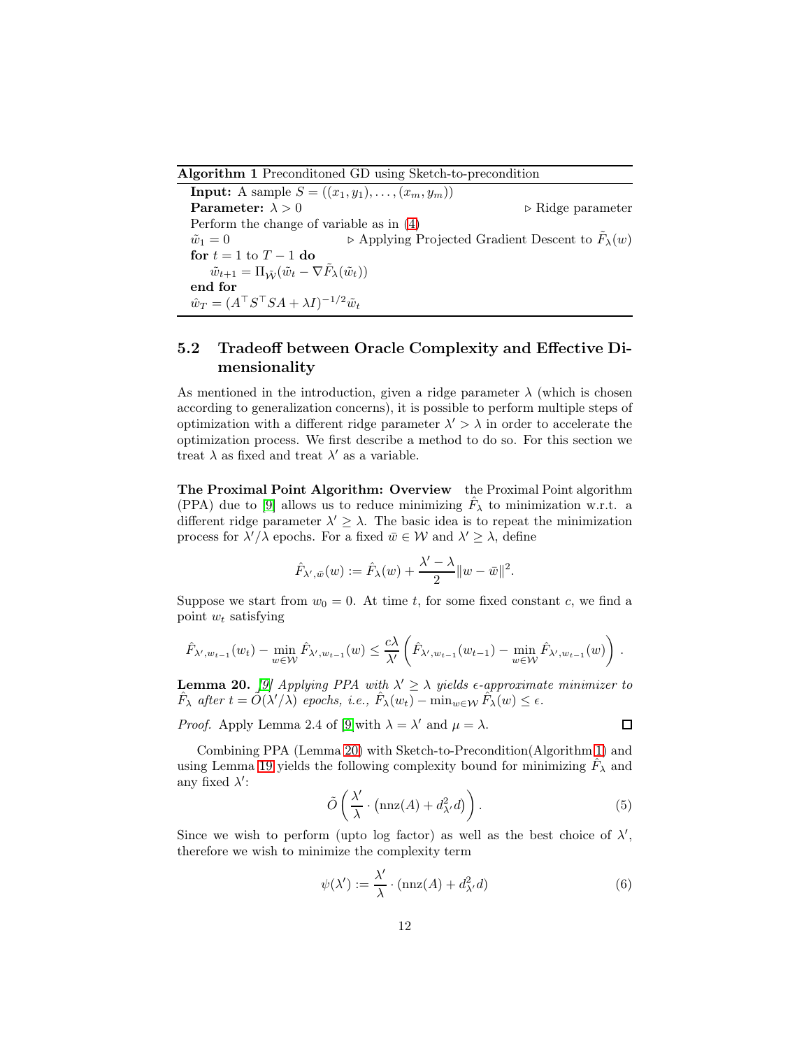**Algorithm 1** Preconditoned GD using Sketch-to-precondition

**Input:** A sample $S = ((x_1, y_1), \ldots, (x_m, y_m))$
**Parameter:** $\lambda > 0$ ▷ Ridge parameter
Perform the change of variable as in (4)
$\tilde{w}_1 = 0$ ▷ Applying Projected Gradient Descent to $\tilde{F}_\lambda(w)$
**for** $t = 1$ to $T - 1$ **do**
  $\tilde{w}_{t+1} = \Pi_{\tilde{\mathcal{W}}}(\tilde{w}_t - \nabla \tilde{F}_\lambda(\tilde{w}_t))$
**end for**
$\hat{w}_T = (A^\top S^\top SA + \lambda I)^{-1/2} \tilde{w}_t$

## 5.2 Tradeoff between Oracle Complexity and Effective Dimensionality

As mentioned in the introduction, given a ridge parameter $\lambda$ (which is chosen according to generalization concerns), it is possible to perform multiple steps of optimization with a different ridge parameter $\lambda' > \lambda$ in order to accelerate the optimization process. We first describe a method to do so. For this section we treat $\lambda$ as fixed and treat $\lambda'$ as a variable.

**The Proximal Point Algorithm: Overview** the Proximal Point algorithm (PPA) due to [9] allows us to reduce minimizing $\hat{F}_\lambda$ to minimization w.r.t. a different ridge parameter $\lambda' \geq \lambda$. The basic idea is to repeat the minimization process for $\lambda'/\lambda$ epochs. For a fixed $\bar{w} \in \mathcal{W}$ and $\lambda' \geq \lambda$, define

$$\hat{F}_{\lambda', \bar{w}}(w) := \hat{F}_\lambda(w) + \frac{\lambda' - \lambda}{2} \|w - \bar{w}\|^2.$$

Suppose we start from $w_0 = 0$. At time $t$, for some fixed constant $c$, we find a point $w_t$ satisfying

$$\hat{F}_{\lambda', w_{t-1}}(w_t) - \min_{w \in \mathcal{W}} \hat{F}_{\lambda', w_{t-1}}(w) \leq \frac{c\lambda}{\lambda'} \left( \hat{F}_{\lambda', w_{t-1}}(w_{t-1}) - \min_{w \in \mathcal{W}} \hat{F}_{\lambda', w_{t-1}}(w) \right).$$

**Lemma 20.** *[9] Applying PPA with $\lambda' \geq \lambda$ yields $\epsilon$-approximate minimizer to $\hat{F}_\lambda$ after $t = \tilde{O}(\lambda'/\lambda)$ epochs, i.e., $\hat{F}_\lambda(w_t) - \min_{w \in \mathcal{W}} \hat{F}_\lambda(w) \leq \epsilon$.*

*Proof.* Apply Lemma 2.4 of [9] with $\lambda = \lambda'$ and $\mu = \lambda$. □

Combining PPA (Lemma 20) with Sketch-to-Precondition(Algorithm 1) and using Lemma 19 yields the following complexity bound for minimizing $\hat{F}_\lambda$ and any fixed $\lambda'$:

$$\tilde{O}\left(\frac{\lambda'}{\lambda} \cdot \left(\text{nnz}(A) + d_{\lambda'}^2 d\right)\right). \tag{5}$$

Since we wish to perform (upto log factor) as well as the best choice of $\lambda'$, therefore we wish to minimize the complexity term

$$\psi(\lambda') := \frac{\lambda'}{\lambda} \cdot (\text{nnz}(A) + d_{\lambda'}^2 d) \tag{6}$$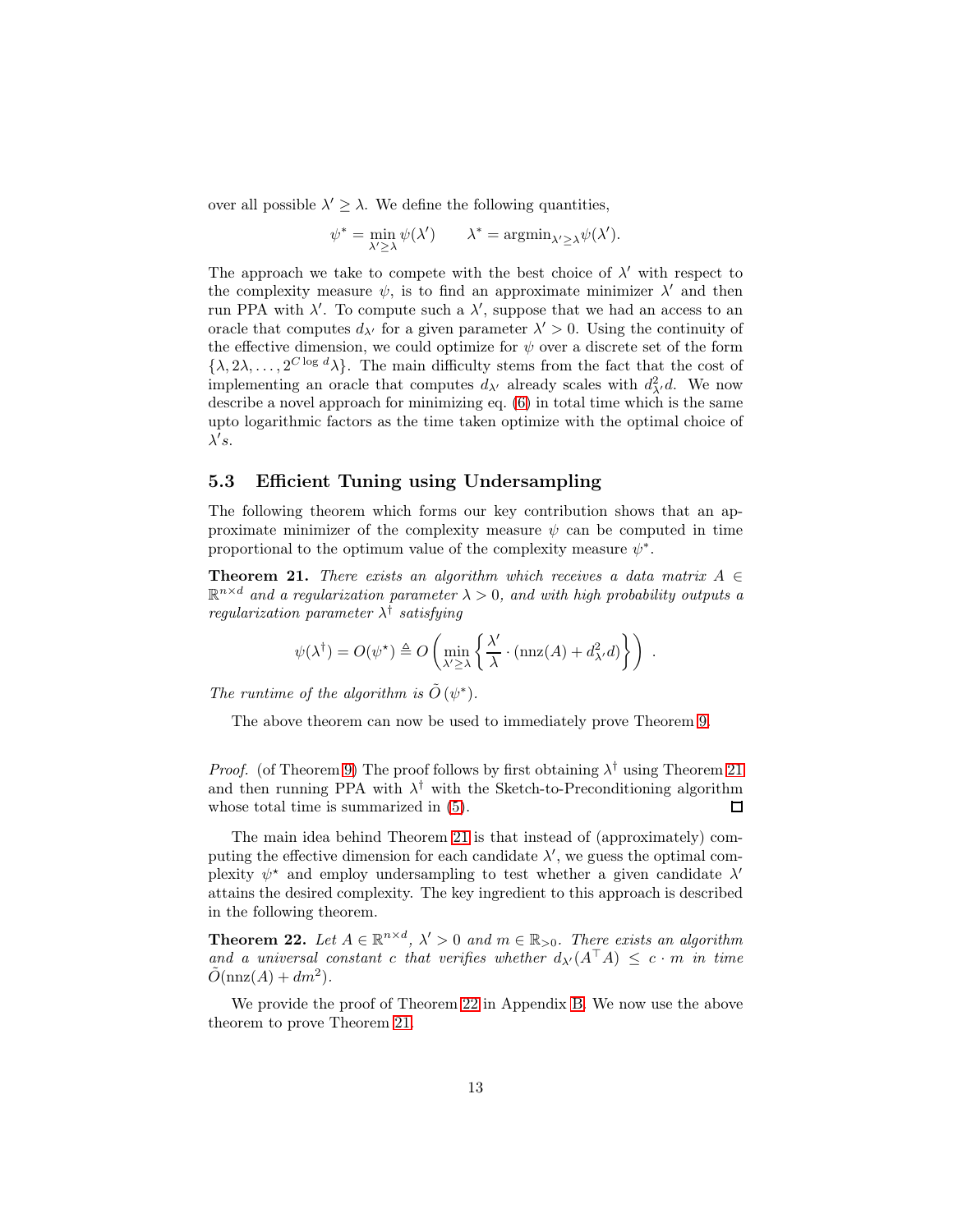over all possible $\lambda' \geq \lambda$. We define the following quantities,

$$\psi^* = \min_{\lambda' \geq \lambda} \psi(\lambda') \qquad \lambda^* = \text{argmin}_{\lambda' \geq \lambda} \psi(\lambda').$$

The approach we take to compete with the best choice of $\lambda'$ with respect to the complexity measure $\psi$, is to find an approximate minimizer $\lambda'$ and then run PPA with $\lambda'$. To compute such a $\lambda'$, suppose that we had an access to an oracle that computes $d_{\lambda'}$ for a given parameter $\lambda' > 0$. Using the continuity of the effective dimension, we could optimize for $\psi$ over a discrete set of the form $\{\lambda, 2\lambda, \ldots, 2^{C \log d}\lambda\}$. The main difficulty stems from the fact that the cost of implementing an oracle that computes $d_{\lambda'}$ already scales with $d_{\lambda'}^2 d$. We now describe a novel approach for minimizing eq. (6) in total time which is the same upto logarithmic factors as the time taken optimize with the optimal choice of $\lambda' s$.

## 5.3 Efficient Tuning using Undersampling

The following theorem which forms our key contribution shows that an approximate minimizer of the complexity measure $\psi$ can be computed in time proportional to the optimum value of the complexity measure $\psi^*$.

**Theorem 21.** *There exists an algorithm which receives a data matrix $A \in \mathbb{R}^{n \times d}$ and a regularization parameter $\lambda > 0$, and with high probability outputs a regularization parameter $\lambda^\dagger$ satisfying*

$$\psi(\lambda^\dagger) = O(\psi^\star) \triangleq O\left(\min_{\lambda' \geq \lambda} \left\{ \frac{\lambda'}{\lambda} \cdot (\text{nnz}(A) + d_{\lambda'}^2 d) \right\}\right) .$$

*The runtime of the algorithm is $\tilde{O}(\psi^*)$.*

The above theorem can now be used to immediately prove Theorem 9.

*Proof.* (of Theorem 9) The proof follows by first obtaining $\lambda^\dagger$ using Theorem 21 and then running PPA with $\lambda^\dagger$ with the Sketch-to-Preconditioning algorithm whose total time is summarized in (5). ◻

The main idea behind Theorem 21 is that instead of (approximately) computing the effective dimension for each candidate $\lambda'$, we guess the optimal complexity $\psi^\star$ and employ undersampling to test whether a given candidate $\lambda'$ attains the desired complexity. The key ingredient to this approach is described in the following theorem.

**Theorem 22.** *Let $A \in \mathbb{R}^{n \times d}$, $\lambda' > 0$ and $m \in \mathbb{R}_{>0}$. There exists an algorithm and a universal constant $c$ that verifies whether $d_{\lambda'}(A^\top A) \leq c \cdot m$ in time $\tilde{O}(\text{nnz}(A) + dm^2)$.*

We provide the proof of Theorem 22 in Appendix B. We now use the above theorem to prove Theorem 21.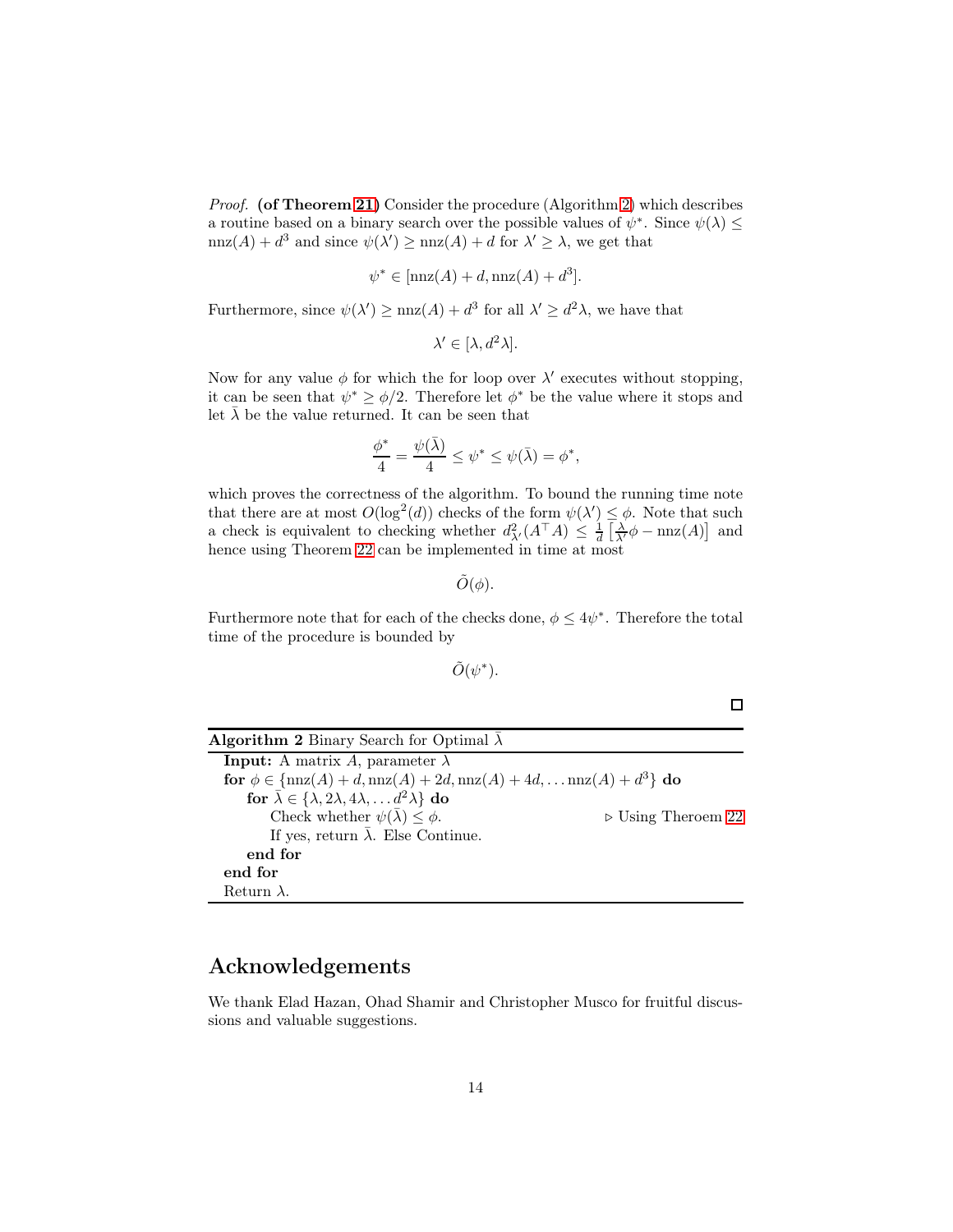*Proof.* **(of Theorem 21)** Consider the procedure (Algorithm 2) which describes a routine based on a binary search over the possible values of $\psi^*$. Since $\psi(\lambda) \leq \text{nnz}(A) + d^3$ and since $\psi(\lambda') \geq \text{nnz}(A) + d$ for $\lambda' \geq \lambda$, we get that

$$\psi^* \in [\text{nnz}(A) + d, \text{nnz}(A) + d^3].$$

Furthermore, since $\psi(\lambda') \geq \text{nnz}(A) + d^3$ for all $\lambda' \geq d^2\lambda$, we have that

$$\lambda' \in [\lambda, d^2\lambda].$$

Now for any value $\phi$ for which the for loop over $\lambda'$ executes without stopping, it can be seen that $\psi^* \geq \phi/2$. Therefore let $\phi^*$ be the value where it stops and let $\bar{\lambda}$ be the value returned. It can be seen that

$$\frac{\phi^*}{4} = \frac{\psi(\bar{\lambda})}{4} \leq \psi^* \leq \psi(\bar{\lambda}) = \phi^*,$$

which proves the correctness of the algorithm. To bound the running time note that there are at most $O(\log^2(d))$ checks of the form $\psi(\lambda') \leq \phi$. Note that such a check is equivalent to checking whether $d^2_{\lambda'}(A^\top A) \leq \frac{1}{d}\left[\frac{\lambda}{\lambda'}\phi - \text{nnz}(A)\right]$ and hence using Theorem 22 can be implemented in time at most

$$\tilde{O}(\phi).$$

Furthermore note that for each of the checks done, $\phi \leq 4\psi^*$. Therefore the total time of the procedure is bounded by

$$\tilde{O}(\psi^*).$$

□

**Algorithm 2** Binary Search for Optimal $\bar{\lambda}$

```
Input: A matrix A, parameter λ
for φ ∈ {nnz(A) + d, nnz(A) + 2d, nnz(A) + 4d, ... nnz(A) + d^3} do
    for λ̄ ∈ {λ, 2λ, 4λ, ... d^2 λ} do
        Check whether ψ(λ̄) ≤ φ.                    ▷ Using Theroem 22
        If yes, return λ̄. Else Continue.
    end for
end for
Return λ.
```

## Acknowledgements

We thank Elad Hazan, Ohad Shamir and Christopher Musco for fruitful discussions and valuable suggestions.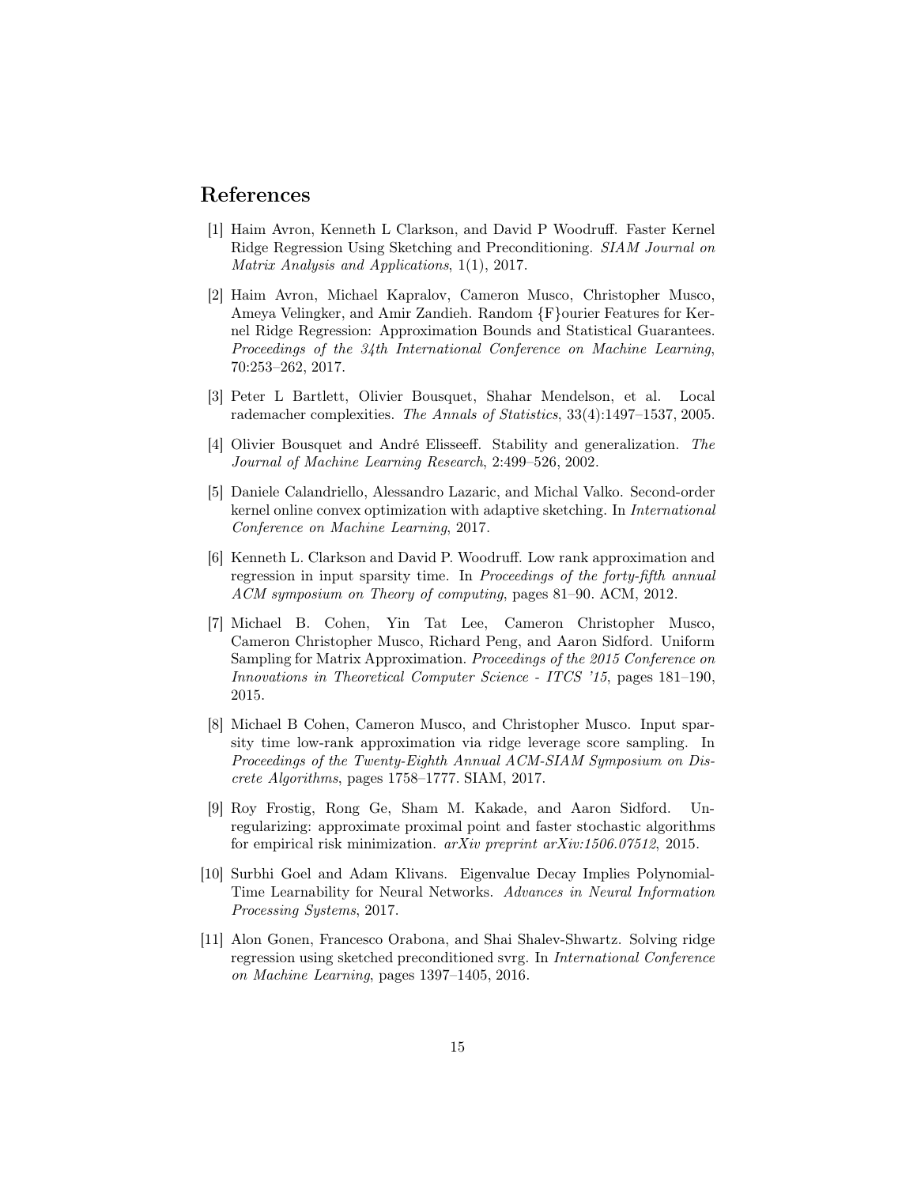# References

[1] Haim Avron, Kenneth L Clarkson, and David P Woodruff. Faster Kernel Ridge Regression Using Sketching and Preconditioning. *SIAM Journal on Matrix Analysis and Applications*, 1(1), 2017.

[2] Haim Avron, Michael Kapralov, Cameron Musco, Christopher Musco, Ameya Velingker, and Amir Zandieh. Random {F}ourier Features for Kernel Ridge Regression: Approximation Bounds and Statistical Guarantees. *Proceedings of the 34th International Conference on Machine Learning*, 70:253–262, 2017.

[3] Peter L Bartlett, Olivier Bousquet, Shahar Mendelson, et al. Local rademacher complexities. *The Annals of Statistics*, 33(4):1497–1537, 2005.

[4] Olivier Bousquet and André Elisseeff. Stability and generalization. *The Journal of Machine Learning Research*, 2:499–526, 2002.

[5] Daniele Calandriello, Alessandro Lazaric, and Michal Valko. Second-order kernel online convex optimization with adaptive sketching. In *International Conference on Machine Learning*, 2017.

[6] Kenneth L. Clarkson and David P. Woodruff. Low rank approximation and regression in input sparsity time. In *Proceedings of the forty-fifth annual ACM symposium on Theory of computing*, pages 81–90. ACM, 2012.

[7] Michael B. Cohen, Yin Tat Lee, Cameron Christopher Musco, Cameron Christopher Musco, Richard Peng, and Aaron Sidford. Uniform Sampling for Matrix Approximation. *Proceedings of the 2015 Conference on Innovations in Theoretical Computer Science - ITCS '15*, pages 181–190, 2015.

[8] Michael B Cohen, Cameron Musco, and Christopher Musco. Input sparsity time low-rank approximation via ridge leverage score sampling. In *Proceedings of the Twenty-Eighth Annual ACM-SIAM Symposium on Discrete Algorithms*, pages 1758–1777. SIAM, 2017.

[9] Roy Frostig, Rong Ge, Sham M. Kakade, and Aaron Sidford. Un-regularizing: approximate proximal point and faster stochastic algorithms for empirical risk minimization. *arXiv preprint arXiv:1506.07512*, 2015.

[10] Surbhi Goel and Adam Klivans. Eigenvalue Decay Implies Polynomial-Time Learnability for Neural Networks. *Advances in Neural Information Processing Systems*, 2017.

[11] Alon Gonen, Francesco Orabona, and Shai Shalev-Shwartz. Solving ridge regression using sketched preconditioned svrg. In *International Conference on Machine Learning*, pages 1397–1405, 2016.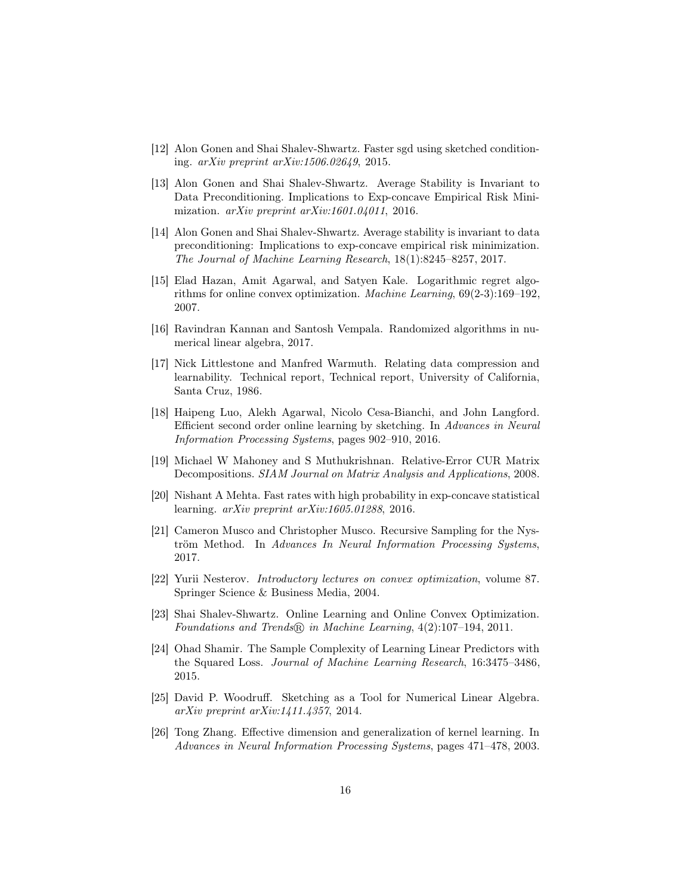[12] Alon Gonen and Shai Shalev-Shwartz. Faster sgd using sketched conditioning. *arXiv preprint arXiv:1506.02649*, 2015.

[13] Alon Gonen and Shai Shalev-Shwartz. Average Stability is Invariant to Data Preconditioning. Implications to Exp-concave Empirical Risk Minimization. *arXiv preprint arXiv:1601.04011*, 2016.

[14] Alon Gonen and Shai Shalev-Shwartz. Average stability is invariant to data preconditioning: Implications to exp-concave empirical risk minimization. *The Journal of Machine Learning Research*, 18(1):8245–8257, 2017.

[15] Elad Hazan, Amit Agarwal, and Satyen Kale. Logarithmic regret algorithms for online convex optimization. *Machine Learning*, 69(2-3):169–192, 2007.

[16] Ravindran Kannan and Santosh Vempala. Randomized algorithms in numerical linear algebra, 2017.

[17] Nick Littlestone and Manfred Warmuth. Relating data compression and learnability. Technical report, Technical report, University of California, Santa Cruz, 1986.

[18] Haipeng Luo, Alekh Agarwal, Nicolo Cesa-Bianchi, and John Langford. Efficient second order online learning by sketching. In *Advances in Neural Information Processing Systems*, pages 902–910, 2016.

[19] Michael W Mahoney and S Muthukrishnan. Relative-Error CUR Matrix Decompositions. *SIAM Journal on Matrix Analysis and Applications*, 2008.

[20] Nishant A Mehta. Fast rates with high probability in exp-concave statistical learning. *arXiv preprint arXiv:1605.01288*, 2016.

[21] Cameron Musco and Christopher Musco. Recursive Sampling for the Nyström Method. In *Advances In Neural Information Processing Systems*, 2017.

[22] Yurii Nesterov. *Introductory lectures on convex optimization*, volume 87. Springer Science & Business Media, 2004.

[23] Shai Shalev-Shwartz. Online Learning and Online Convex Optimization. *Foundations and Trends® in Machine Learning*, 4(2):107–194, 2011.

[24] Ohad Shamir. The Sample Complexity of Learning Linear Predictors with the Squared Loss. *Journal of Machine Learning Research*, 16:3475–3486, 2015.

[25] David P. Woodruff. Sketching as a Tool for Numerical Linear Algebra. *arXiv preprint arXiv:1411.4357*, 2014.

[26] Tong Zhang. Effective dimension and generalization of kernel learning. In *Advances in Neural Information Processing Systems*, pages 471–478, 2003.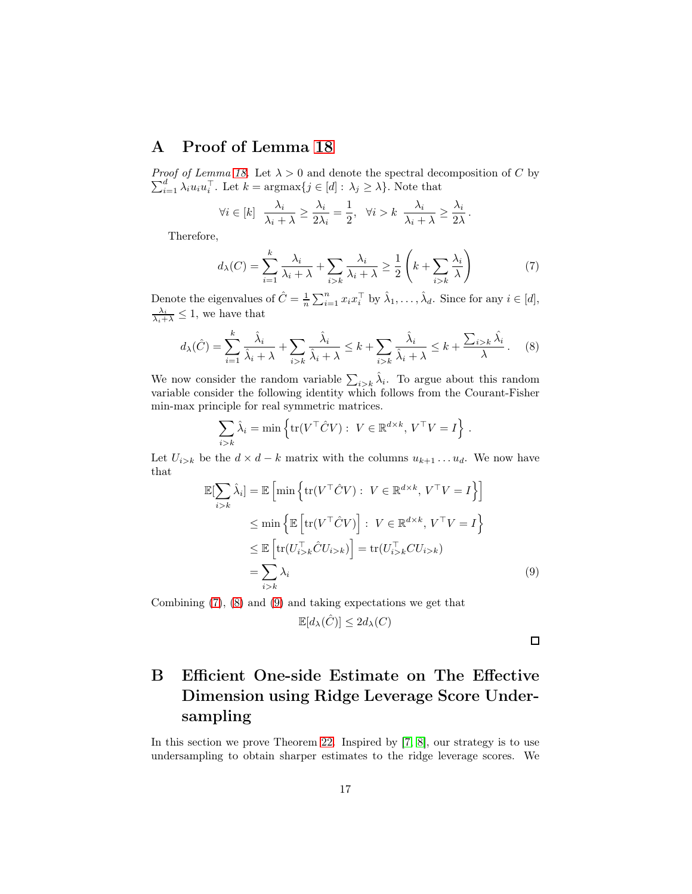# A Proof of Lemma 18

*Proof of Lemma 18.* Let $\lambda > 0$ and denote the spectral decomposition of $C$ by $\sum_{i=1}^{d} \lambda_i u_i u_i^\top$. Let $k = \operatorname{argmax}\{j \in [d] : \lambda_j \geq \lambda\}$. Note that

$$\forall i \in [k] \quad \frac{\lambda_i}{\lambda_i + \lambda} \geq \frac{\lambda_i}{2\lambda_i} = \frac{1}{2}, \quad \forall i > k \quad \frac{\lambda_i}{\lambda_i + \lambda} \geq \frac{\lambda_i}{2\lambda}.$$

Therefore,

$$d_\lambda(C) = \sum_{i=1}^{k} \frac{\lambda_i}{\lambda_i + \lambda} + \sum_{i>k} \frac{\lambda_i}{\lambda_i + \lambda} \geq \frac{1}{2}\left(k + \sum_{i>k} \frac{\lambda_i}{\lambda}\right) \tag{7}$$

Denote the eigenvalues of $\hat{C} = \frac{1}{n}\sum_{i=1}^{n} x_i x_i^\top$ by $\hat{\lambda}_1, \ldots, \hat{\lambda}_d$. Since for any $i \in [d]$, $\frac{\lambda_i}{\lambda_i + \lambda} \leq 1$, we have that

$$d_\lambda(\hat{C}) = \sum_{i=1}^{k} \frac{\hat{\lambda}_i}{\hat{\lambda}_i + \lambda} + \sum_{i>k} \frac{\hat{\lambda}_i}{\hat{\lambda}_i + \lambda} \leq k + \sum_{i>k} \frac{\hat{\lambda}_i}{\hat{\lambda}_i + \lambda} \leq k + \frac{\sum_{i>k} \hat{\lambda}_i}{\lambda}. \tag{8}$$

We now consider the random variable $\sum_{i>k} \hat{\lambda}_i$. To argue about this random variable consider the following identity which follows from the Courant-Fisher min-max principle for real symmetric matrices.

$$\sum_{i>k} \hat{\lambda}_i = \min\left\{\operatorname{tr}(V^\top \hat{C} V) : V \in \mathbb{R}^{d \times k}, V^\top V = I\right\}.$$

Let $U_{i>k}$ be the $d \times d - k$ matrix with the columns $u_{k+1} \ldots u_d$. We now have that

$$\begin{aligned}
\mathbb{E}[\sum_{i>k} \hat{\lambda}_i] &= \mathbb{E}\left[\min\left\{\operatorname{tr}(V^\top \hat{C} V) : V \in \mathbb{R}^{d \times k}, V^\top V = I\right\}\right] \\
&\leq \min\left\{\mathbb{E}\left[\operatorname{tr}(V^\top \hat{C} V)\right] : V \in \mathbb{R}^{d \times k}, V^\top V = I\right\} \\
&\leq \mathbb{E}\left[\operatorname{tr}(U_{i>k}^\top \hat{C} U_{i>k})\right] = \operatorname{tr}(U_{i>k}^\top C U_{i>k}) \\
&= \sum_{i>k} \lambda_i
\end{aligned} \tag{9}$$

Combining (7), (8) and (9) and taking expectations we get that

$$\mathbb{E}[d_\lambda(\hat{C})] \leq 2 d_\lambda(C)$$

□

# B Efficient One-side Estimate on The Effective Dimension using Ridge Leverage Score Undersampling

In this section we prove Theorem 22. Inspired by [7, 8], our strategy is to use undersampling to obtain sharper estimates to the ridge leverage scores. We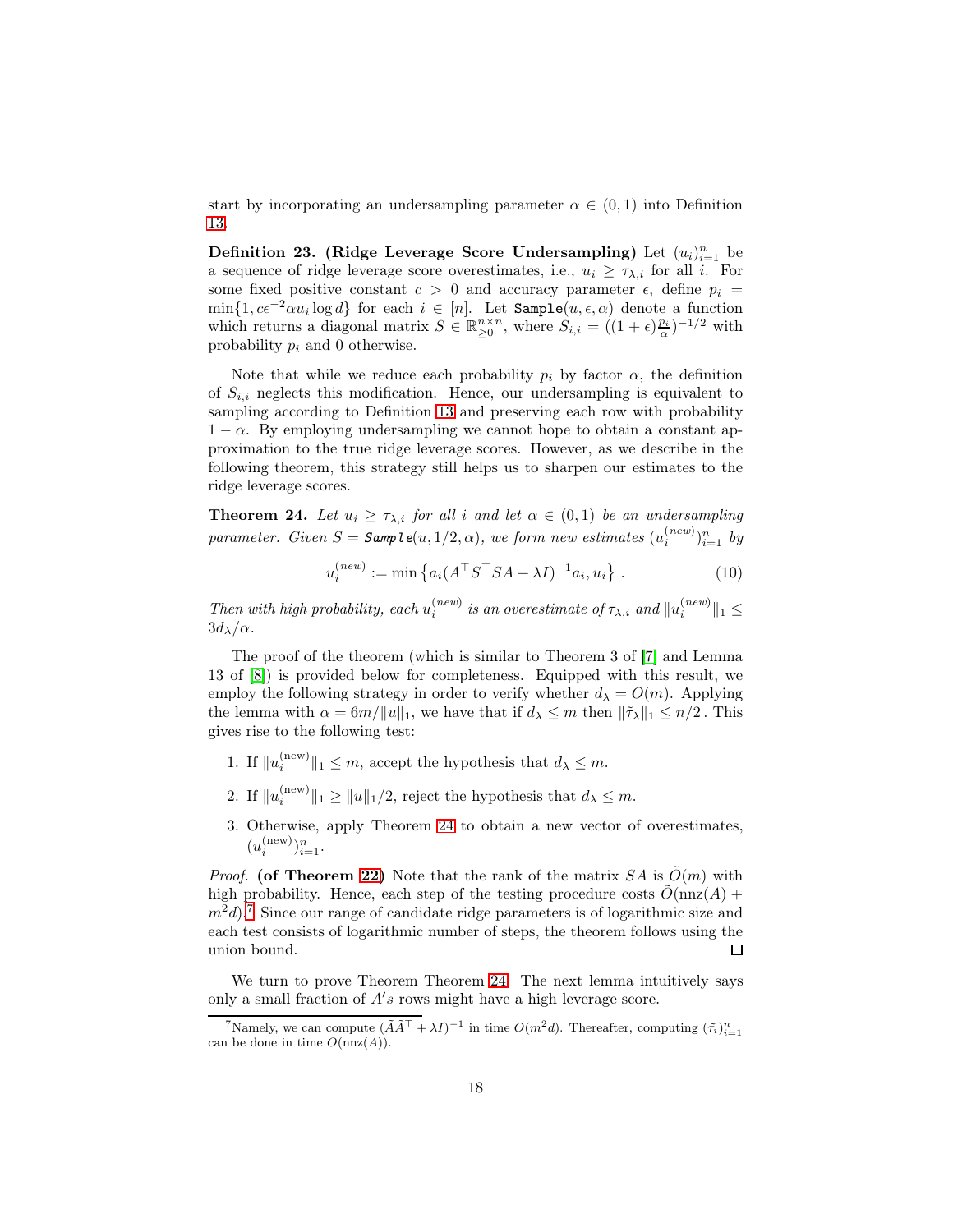start by incorporating an undersampling parameter $\alpha \in (0, 1)$ into Definition 13.

**Definition 23. (Ridge Leverage Score Undersampling)** Let $(u_i)_{i=1}^n$ be a sequence of ridge leverage score overestimates, i.e., $u_i \geq \tau_{\lambda,i}$ for all $i$. For some fixed positive constant $c > 0$ and accuracy parameter $\epsilon$, define $p_i = \min\{1, c\epsilon^{-2}\alpha u_i \log d\}$ for each $i \in [n]$. Let $\mathtt{Sample}(u, \epsilon, \alpha)$ denote a function which returns a diagonal matrix $S \in \mathbb{R}^{n\times n}_{\geq 0}$, where $S_{i,i} = ((1+\epsilon)\frac{p_i}{\alpha})^{-1/2}$ with probability $p_i$ and 0 otherwise.

Note that while we reduce each probability $p_i$ by factor $\alpha$, the definition of $S_{i,i}$ neglects this modification. Hence, our undersampling is equivalent to sampling according to Definition 13 and preserving each row with probability $1-\alpha$. By employing undersampling we cannot hope to obtain a constant approximation to the true ridge leverage scores. However, as we describe in the following theorem, this strategy still helps us to sharpen our estimates to the ridge leverage scores.

**Theorem 24.** *Let $u_i \geq \tau_{\lambda,i}$ for all $i$ and let $\alpha \in (0, 1)$ be an undersampling parameter. Given $S = \mathtt{Sample}(u, 1/2, \alpha)$, we form new estimates $(u_i^{(new)})_{i=1}^n$ by*

$$u_i^{(new)} := \min\left\{a_i(A^\top S^\top SA + \lambda I)^{-1}a_i, u_i\right\}. \tag{10}$$

*Then with high probability, each $u_i^{(new)}$ is an overestimate of $\tau_{\lambda,i}$ and $\|u_i^{(new)}\|_1 \leq 3d_\lambda/\alpha$.*

The proof of the theorem (which is similar to Theorem 3 of [7] and Lemma 13 of [8]) is provided below for completeness. Equipped with this result, we employ the following strategy in order to verify whether $d_\lambda = O(m)$. Applying the lemma with $\alpha = 6m/\|u\|_1$, we have that if $d_\lambda \leq m$ then $\|\tilde{\tau}_\lambda\|_1 \leq n/2$. This gives rise to the following test:

1. If $\|u_i^{(\text{new})}\|_1 \leq m$, accept the hypothesis that $d_\lambda \leq m$.
2. If $\|u_i^{(\text{new})}\|_1 \geq \|u\|_1/2$, reject the hypothesis that $d_\lambda \leq m$.
3. Otherwise, apply Theorem 24 to obtain a new vector of overestimates, $(u_i^{(\text{new})})_{i=1}^n$.

*Proof.* **(of Theorem 22)** Note that the rank of the matrix $SA$ is $\tilde{O}(m)$ with high probability. Hence, each step of the testing procedure costs $\tilde{O}(\text{nnz}(A) + m^2 d)$.[7] Since our range of candidate ridge parameters is of logarithmic size and each test consists of logarithmic number of steps, the theorem follows using the union bound. $\square$

We turn to prove Theorem Theorem 24. The next lemma intuitively says only a small fraction of $A's$ rows might have a high leverage score.

[7] Namely, we can compute $(\tilde{A}\tilde{A}^\top + \lambda I)^{-1}$ in time $O(m^2 d)$. Thereafter, computing $(\tilde{\tau}_i)_{i=1}^n$ can be done in time $O(\text{nnz}(A))$.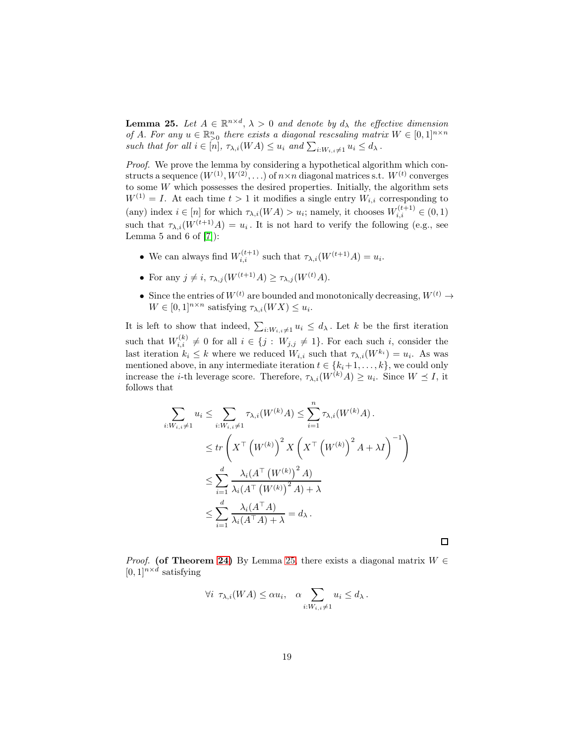**Lemma 25.** *Let $A \in \mathbb{R}^{n\times d}$, $\lambda > 0$ and denote by $d_\lambda$ the effective dimension of $A$. For any $u \in \mathbb{R}^n_{>0}$ there exists a diagonal rescsaling matrix $W \in [0,1]^{n\times n}$ such that for all $i \in [n]$, $\tau_{\lambda,i}(WA) \le u_i$ and $\sum_{i:W_{i,i}\ne 1} u_i \le d_\lambda$.*

*Proof.* We prove the lemma by considering a hypothetical algorithm which constructs a sequence $(W^{(1)}, W^{(2)}, \dots)$ of $n\times n$ diagonal matrices s.t. $W^{(t)}$ converges to some $W$ which possesses the desired properties. Initially, the algorithm sets $W^{(1)} = I$. At each time $t > 1$ it modifies a single entry $W_{i,i}$ corresponding to (any) index $i \in [n]$ for which $\tau_{\lambda,i}(WA) > u_i$; namely, it chooses $W^{(t+1)}_{i,i} \in (0,1)$ such that $\tau_{\lambda,i}(W^{(t+1)}A) = u_i$. It is not hard to verify the following (e.g., see Lemma 5 and 6 of [7]):

- We can always find $W^{(t+1)}_{i,i}$ such that $\tau_{\lambda,i}(W^{(t+1)}A) = u_i$.
- For any $j \ne i$, $\tau_{\lambda,j}(W^{(t+1)}A) \ge \tau_{\lambda,j}(W^{(t)}A)$.
- Since the entries of $W^{(t)}$ are bounded and monotonically decreasing, $W^{(t)} \to W \in [0,1]^{n\times n}$ satisfying $\tau_{\lambda,i}(WX) \le u_i$.

It is left to show that indeed, $\sum_{i:W_{i,i}\ne 1} u_i \le d_\lambda$. Let $k$ be the first iteration such that $W^{(k)}_{i,i} \ne 0$ for all $i \in \{j : W_{j,j} \ne 1\}$. For each such $i$, consider the last iteration $k_i \le k$ where we reduced $W_{i,i}$ such that $\tau_{\lambda,i}(W^{k_i}) = u_i$. As was mentioned above, in any intermediate iteration $t \in \{k_i+1, \dots, k\}$, we could only increase the $i$-th leverage score. Therefore, $\tau_{\lambda,i}(W^{(k)}A) \ge u_i$. Since $W \preceq I$, it follows that

$$
\begin{aligned}
\sum_{i:W_{i,i}\ne 1} u_i &\le \sum_{i:W_{i,i}\ne 1} \tau_{\lambda,i}(W^{(k)}A) \le \sum_{i=1}^{n} \tau_{\lambda,i}(W^{(k)}A)\,. \\
&\le tr\left( X^\top \left(W^{(k)}\right)^2 X \left( X^\top \left(W^{(k)}\right)^2 A + \lambda I \right)^{-1} \right) \\
&\le \sum_{i=1}^{d} \frac{\lambda_i(A^\top \left(W^{(k)}\right)^2 A)}{\lambda_i(A^\top \left(W^{(k)}\right)^2 A) + \lambda} \\
&\le \sum_{i=1}^{d} \frac{\lambda_i(A^\top A)}{\lambda_i(A^\top A) + \lambda} = d_\lambda\,.
\end{aligned}
$$

□

*Proof.* **(of Theorem 24)** By Lemma 25, there exists a diagonal matrix $W \in [0,1]^{n\times d}$ satisfying

$$
\forall i \;\; \tau_{\lambda,i}(WA) \le \alpha u_i, \quad \alpha \sum_{i:W_{i,i}\ne 1} u_i \le d_\lambda\,.
$$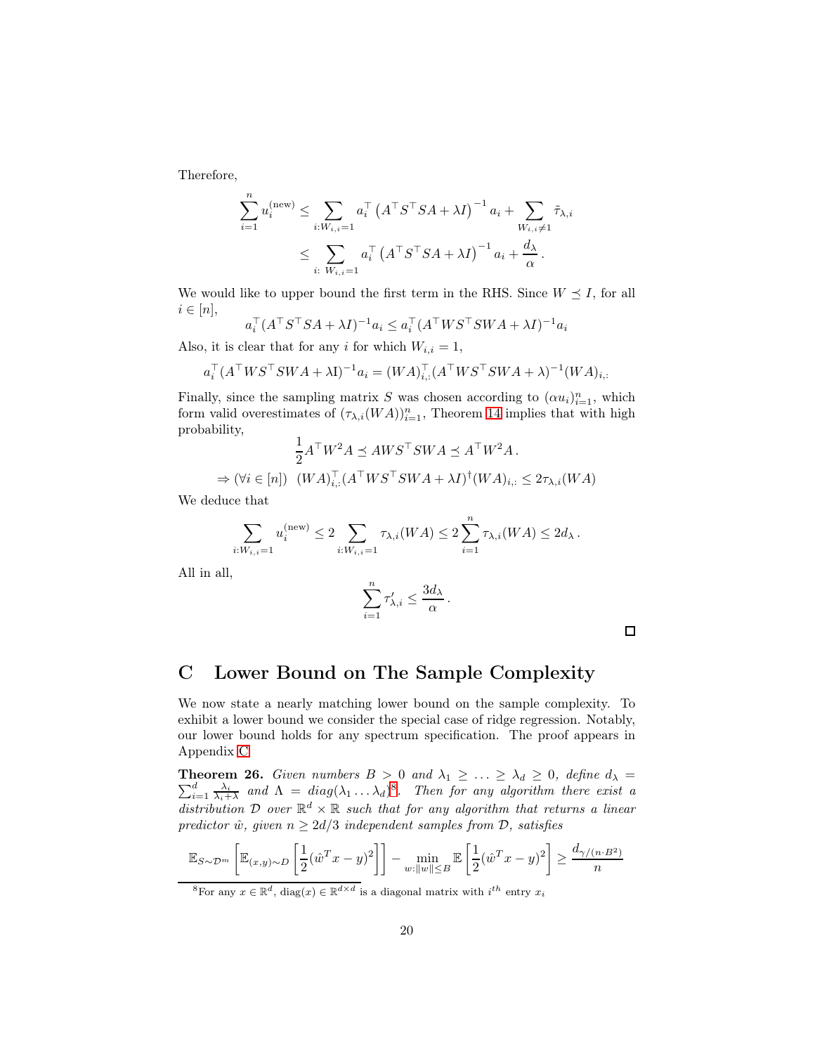Therefore,

$$\sum_{i=1}^{n} u_i^{(\text{new})} \leq \sum_{i:W_{i,i}=1} a_i^\top \left(A^\top S^\top SA + \lambda I\right)^{-1} a_i + \sum_{W_{i,i}\neq 1} \tilde{\tau}_{\lambda,i}$$

$$\leq \sum_{i:\ W_{i,i}=1} a_i^\top \left(A^\top S^\top SA + \lambda I\right)^{-1} a_i + \frac{d_\lambda}{\alpha}\,.$$

We would like to upper bound the first term in the RHS. Since $W \preceq I$, for all $i \in [n]$,

$$a_i^\top (A^\top S^\top SA + \lambda I)^{-1} a_i \leq a_i^\top (A^\top W S^\top SWA + \lambda I)^{-1} a_i$$

Also, it is clear that for any $i$ for which $W_{i,i} = 1$,

$$a_i^\top (A^\top W S^\top SWA + \lambda \mathrm{I})^{-1} a_i = (WA)_{i,:}^\top (A^\top W S^\top SWA + \lambda)^{-1} (WA)_{i,:}$$

Finally, since the sampling matrix $S$ was chosen according to $(\alpha u_i)_{i=1}^n$, which form valid overestimates of $(\tau_{\lambda,i}(WA))_{i=1}^n$, Theorem 14 implies that with high probability,

$$\frac{1}{2} A^\top W^2 A \preceq AWS^\top SWA \preceq A^\top W^2 A\,.$$

$$\Rightarrow (\forall i \in [n])\ \ (WA)_{i,:}^\top (A^\top W S^\top SWA + \lambda I)^\dagger (WA)_{i,:} \leq 2\tau_{\lambda,i}(WA)$$

We deduce that

$$\sum_{i:W_{i,i}=1} u_i^{(\text{new})} \leq 2 \sum_{i:W_{i,i}=1} \tau_{\lambda,i}(WA) \leq 2\sum_{i=1}^{n} \tau_{\lambda,i}(WA) \leq 2 d_\lambda\,.$$

All in all,

$$\sum_{i=1}^{n} \tau'_{\lambda,i} \leq \frac{3 d_\lambda}{\alpha}\,.$$

□

# C Lower Bound on The Sample Complexity

We now state a nearly matching lower bound on the sample complexity. To exhibit a lower bound we consider the special case of ridge regression. Notably, our lower bound holds for any spectrum specification. The proof appears in Appendix C

**Theorem 26.** *Given numbers $B > 0$ and $\lambda_1 \geq \ldots \geq \lambda_d \geq 0$, define $d_\lambda = \sum_{i=1}^{d} \frac{\lambda_i}{\lambda_i + \lambda}$ and $\Lambda = diag(\lambda_1 \ldots \lambda_d)$[8]. Then for any algorithm that returns a linear predictor $\hat{w}$, given $n \geq 2d/3$ independent samples from $\mathcal{D}$, satisfies*

$$\mathbb{E}_{S\sim\mathcal{D}^m}\left[\mathbb{E}_{(x,y)\sim D}\left[\frac{1}{2}(\hat{w}^T x - y)^2\right]\right] - \min_{w:\|w\|\leq B} \mathbb{E}\left[\frac{1}{2}(\hat{w}^T x - y)^2\right] \geq \frac{d_{\gamma/(n\cdot B^2)}}{n}$$

*distribution $\mathcal{D}$ over $\mathbb{R}^d \times \mathbb{R}$ such that for any algorithm that returns a linear predictor $\hat{w}$, given $n \geq 2d/3$ independent samples from $\mathcal{D}$, satisfies*

[8] For any $x \in \mathbb{R}^d$, $\mathrm{diag}(x) \in \mathbb{R}^{d\times d}$ is a diagonal matrix with $i^{th}$ entry $x_i$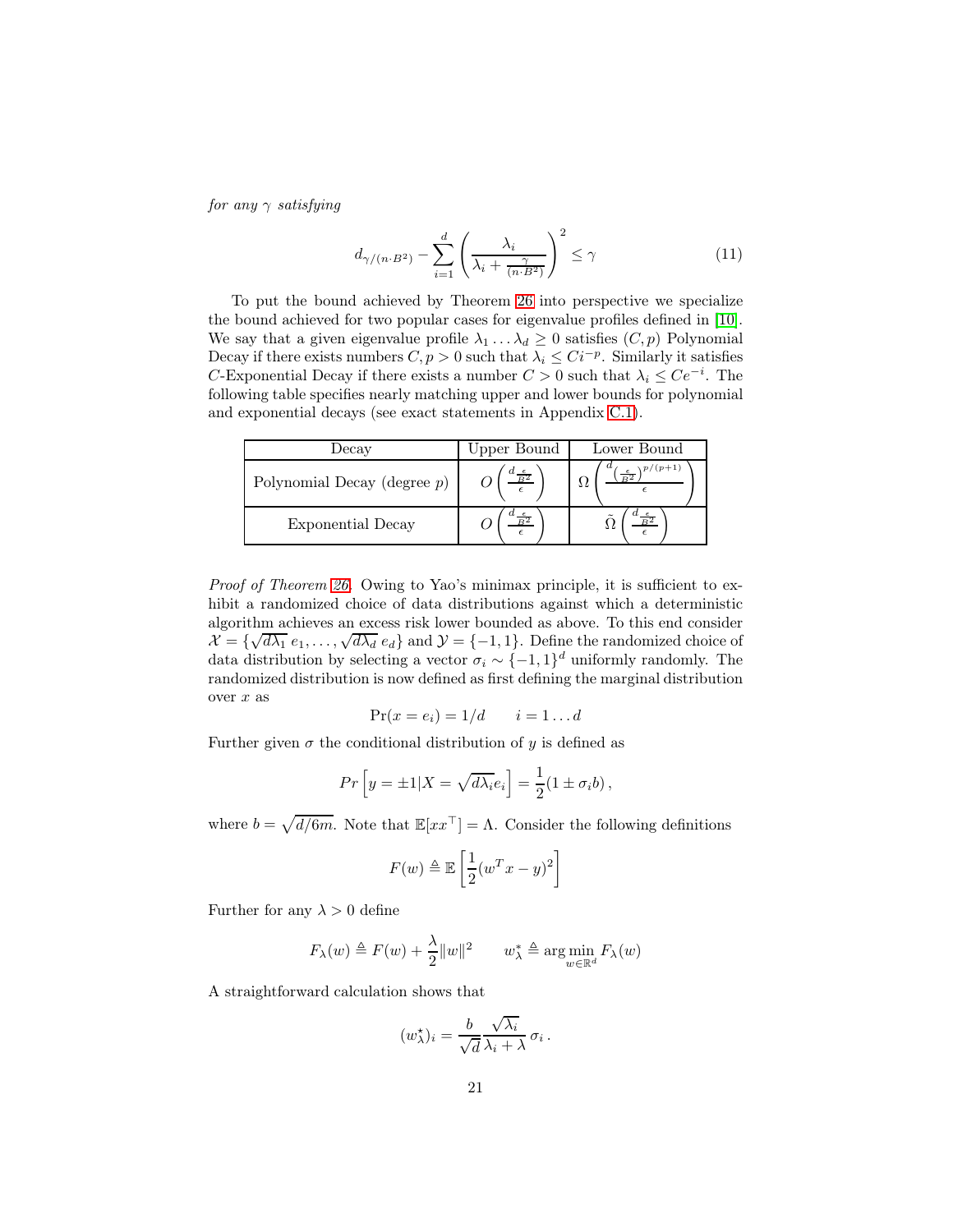*for any $\gamma$ satisfying*

$$d_{\gamma/(n \cdot B^2)} - \sum_{i=1}^{d} \left( \frac{\lambda_i}{\lambda_i + \frac{\gamma}{(n \cdot B^2)}} \right)^2 \leq \gamma \tag{11}$$

To put the bound achieved by Theorem 26 into perspective we specialize the bound achieved for two popular cases for eigenvalue profiles defined in [10]. We say that a given eigenvalue profile $\lambda_1 \dots \lambda_d \geq 0$ satisfies $(C, p)$ Polynomial Decay if there exists numbers $C, p > 0$ such that $\lambda_i \leq Ci^{-p}$. Similarly it satisfies $C$-Exponential Decay if there exists a number $C > 0$ such that $\lambda_i \leq Ce^{-i}$. The following table specifies nearly matching upper and lower bounds for polynomial and exponential decays (see exact statements in Appendix C.1).

| Decay | Upper Bound | Lower Bound |
| --- | --- | --- |
| Polynomial Decay (degree $p$) | $O\left(\frac{d_{\frac{\epsilon}{B^2}}}{\epsilon}\right)$ | $\Omega\left(\frac{d_{\left(\frac{\epsilon}{B^2}\right)^{p/(p+1)}}}{\epsilon}\right)$ |
| Exponential Decay | $O\left(\frac{d_{\frac{\epsilon}{B^2}}}{\epsilon}\right)$ | $\tilde{\Omega}\left(\frac{d_{\frac{\epsilon}{B^2}}}{\epsilon}\right)$ |

*Proof of Theorem 26.* Owing to Yao's minimax principle, it is sufficient to exhibit a randomized choice of data distributions against which a deterministic algorithm achieves an excess risk lower bounded as above. To this end consider $\mathcal{X} = \{\sqrt{d\lambda_1}\, e_1, \dots, \sqrt{d\lambda_d}\, e_d\}$ and $\mathcal{Y} = \{-1, 1\}$. Define the randomized choice of data distribution by selecting a vector $\sigma_i \sim \{-1, 1\}^d$ uniformly randomly. The randomized distribution is now defined as first defining the marginal distribution over $x$ as

$$\Pr(x = e_i) = 1/d \qquad i = 1 \dots d$$

Further given $\sigma$ the conditional distribution of $y$ is defined as

$$Pr\left[y = \pm 1 | X = \sqrt{d\lambda_i} e_i\right] = \frac{1}{2}(1 \pm \sigma_i b)\,,$$

where $b = \sqrt{d/6m}$. Note that $\mathbb{E}[xx^\top] = \Lambda$. Consider the following definitions

$$F(w) \triangleq \mathbb{E}\left[\frac{1}{2}(w^T x - y)^2\right]$$

Further for any $\lambda > 0$ define

$$F_\lambda(w) \triangleq F(w) + \frac{\lambda}{2}\|w\|^2 \qquad w^*_\lambda \triangleq \arg\min_{w \in \mathbb{R}^d} F_\lambda(w)$$

A straightforward calculation shows that

$$(w^\star_\lambda)_i = \frac{b}{\sqrt{d}} \frac{\sqrt{\lambda_i}}{\lambda_i + \lambda}\, \sigma_i\,.$$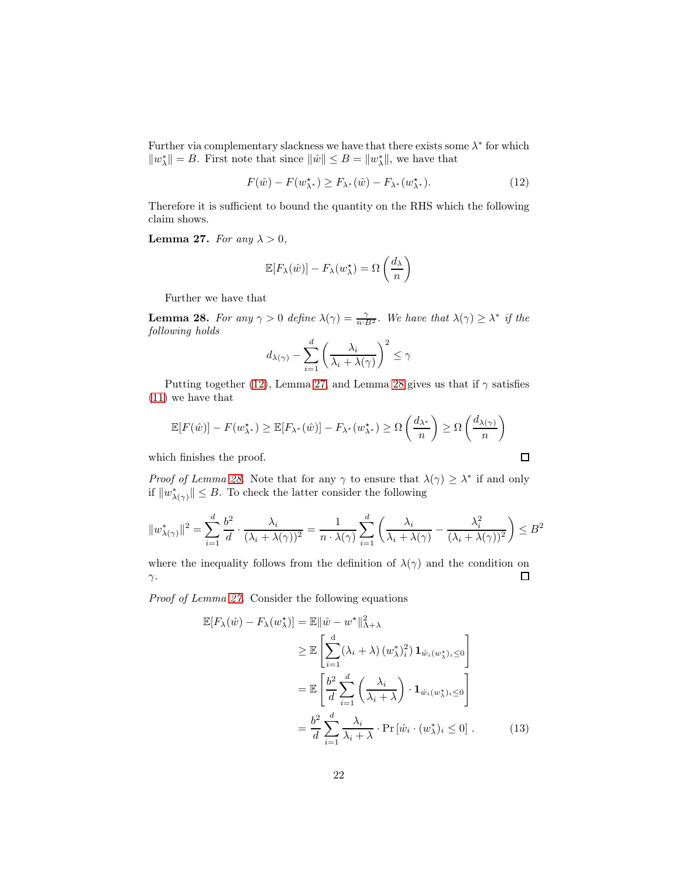Further via complementary slackness we have that there exists some $\lambda^*$ for which $\|w^*_\lambda\| = B$. First note that since $\|\hat{w}\| \leq B = \|w^*_\lambda\|$, we have that

$$F(\hat{w}) - F(w^\star_{\lambda^*}) \geq F_{\lambda^*}(\hat{w}) - F_{\lambda^*}(w^\star_{\lambda^*}). \tag{12}$$

Therefore it is sufficient to bound the quantity on the RHS which the following claim shows.

**Lemma 27.** *For any $\lambda > 0$,*

$$\mathbb{E}[F_\lambda(\hat{w})] - F_\lambda(w^\star_\lambda) = \Omega\left(\frac{d_\lambda}{n}\right)$$

Further we have that

**Lemma 28.** *For any $\gamma > 0$ define $\lambda(\gamma) = \frac{\gamma}{n \cdot B^2}$. We have that $\lambda(\gamma) \geq \lambda^*$ if the following holds*

$$d_{\lambda(\gamma)} - \sum_{i=1}^{d} \left(\frac{\lambda_i}{\lambda_i + \lambda(\gamma)}\right)^2 \leq \gamma$$

Putting together (12), Lemma 27, and Lemma 28 gives us that if $\gamma$ satisfies (11) we have that

$$\mathbb{E}[F(\hat{w})] - F(w^\star_{\lambda^*}) \geq \mathbb{E}[F_{\lambda^*}(\hat{w})] - F_{\lambda^*}(w^\star_{\lambda^*}) \geq \Omega\left(\frac{d_{\lambda^*}}{n}\right) \geq \Omega\left(\frac{d_{\lambda(\gamma)}}{n}\right)$$

which finishes the proof. □

*Proof of Lemma 28.* Note that for any $\gamma$ to ensure that $\lambda(\gamma) \geq \lambda^*$ if and only if $\|w^*_{\lambda(\gamma)}\| \leq B$. To check the latter consider the following

$$\|w^*_{\lambda(\gamma)}\|^2 = \sum_{i=1}^{d} \frac{b^2}{d} \cdot \frac{\lambda_i}{(\lambda_i + \lambda(\gamma))^2} = \frac{1}{n \cdot \lambda(\gamma)} \sum_{i=1}^{d} \left(\frac{\lambda_i}{\lambda_i + \lambda(\gamma)} - \frac{\lambda_i^2}{(\lambda_i + \lambda(\gamma))^2}\right) \leq B^2$$

where the inequality follows from the definition of $\lambda(\gamma)$ and the condition on $\gamma$. □

*Proof of Lemma 27.* Consider the following equations

$$\begin{aligned}
\mathbb{E}[F_\lambda(\hat{w}) - F_\lambda(w^\star_\lambda)] &= \mathbb{E}\|\hat{w} - w^\star\|^2_{\Lambda+\lambda} \\
&\geq \mathbb{E}\left[\sum_{i=1}^{d} (\lambda_i + \lambda) \, (w^*_\lambda)^2_i) \, \mathbf{1}_{\hat{w}_i (w^\star_\lambda)_i \leq 0}\right] \\
&= \mathbb{E}\left[\frac{b^2}{d} \sum_{i=1}^{d} \left(\frac{\lambda_i}{\lambda_i + \lambda}\right) \cdot \mathbf{1}_{\hat{w}_i (w^\star_\lambda)_i \leq 0}\right] \\
&= \frac{b^2}{d} \sum_{i=1}^{d} \frac{\lambda_i}{\lambda_i + \lambda} \cdot \Pr\left[\hat{w}_i \cdot (w^*_\lambda)_i \leq 0\right]. 
\end{aligned} \tag{13}$$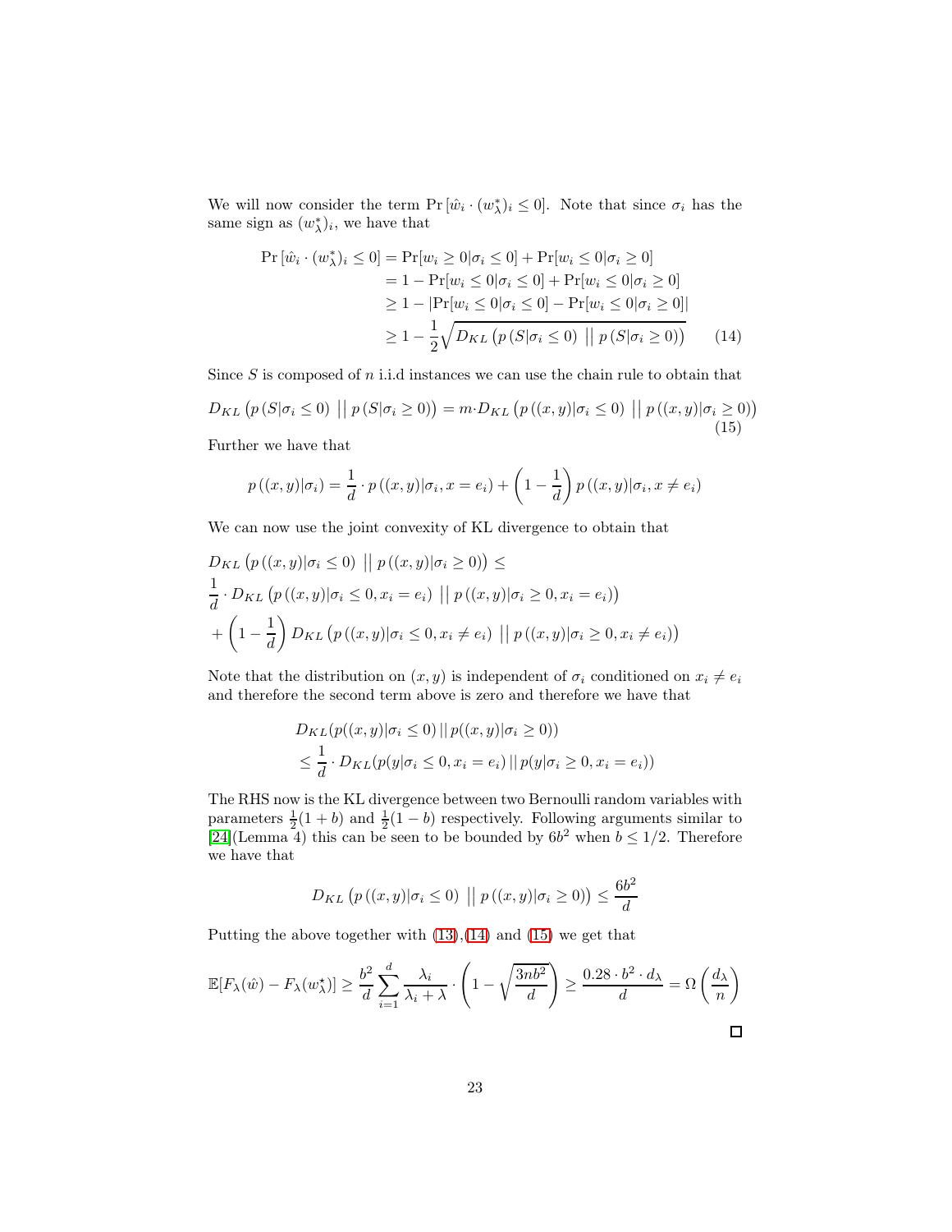We will now consider the term $\Pr\left[\hat{w}_i \cdot (w^*_\lambda)_i \leq 0\right]$. Note that since $\sigma_i$ has the same sign as $(w^*_\lambda)_i$, we have that

$$
\begin{aligned}
\Pr\left[\hat{w}_i \cdot (w^*_\lambda)_i \leq 0\right] &= \Pr[w_i \geq 0 | \sigma_i \leq 0] + \Pr[w_i \leq 0 | \sigma_i \geq 0] \\
&= 1 - \Pr[w_i \leq 0 | \sigma_i \leq 0] + \Pr[w_i \leq 0 | \sigma_i \geq 0] \\
&\geq 1 - |\Pr[w_i \leq 0 | \sigma_i \leq 0] - \Pr[w_i \leq 0 | \sigma_i \geq 0]| \\
&\geq 1 - \frac{1}{2}\sqrt{D_{KL}\left(p\left(S|\sigma_i \leq 0\right) \,\big|\big|\, p\left(S|\sigma_i \geq 0\right)\right)} \qquad (14)
\end{aligned}
$$

Since $S$ is composed of $n$ i.i.d instances we can use the chain rule to obtain that

$$
D_{KL}\left(p\left(S|\sigma_i \leq 0\right) \,\big|\big|\, p\left(S|\sigma_i \geq 0\right)\right) = m \cdot D_{KL}\left(p\left((x,y)|\sigma_i \leq 0\right) \,\big|\big|\, p\left((x,y)|\sigma_i \geq 0\right)\right) \qquad (15)
$$

Further we have that

$$
p\left((x,y)|\sigma_i\right) = \frac{1}{d} \cdot p\left((x,y)|\sigma_i, x = e_i\right) + \left(1 - \frac{1}{d}\right) p\left((x,y)|\sigma_i, x \neq e_i\right)
$$

We can now use the joint convexity of KL divergence to obtain that

$$
\begin{aligned}
&D_{KL}\left(p\left((x,y)|\sigma_i \leq 0\right) \,\big|\big|\, p\left((x,y)|\sigma_i \geq 0\right)\right) \leq \\
&\frac{1}{d} \cdot D_{KL}\left(p\left((x,y)|\sigma_i \leq 0, x_i = e_i\right) \,\big|\big|\, p\left((x,y)|\sigma_i \geq 0, x_i = e_i\right)\right) \\
&+ \left(1 - \frac{1}{d}\right) D_{KL}\left(p\left((x,y)|\sigma_i \leq 0, x_i \neq e_i\right) \,\big|\big|\, p\left((x,y)|\sigma_i \geq 0, x_i \neq e_i\right)\right)
\end{aligned}
$$

Note that the distribution on $(x, y)$ is independent of $\sigma_i$ conditioned on $x_i \neq e_i$ and therefore the second term above is zero and therefore we have that

$$
\begin{aligned}
&D_{KL}(p((x,y)|\sigma_i \leq 0) \,||\, p((x,y)|\sigma_i \geq 0)) \\
&\leq \frac{1}{d} \cdot D_{KL}(p(y|\sigma_i \leq 0, x_i = e_i) \,||\, p(y|\sigma_i \geq 0, x_i = e_i))
\end{aligned}
$$

The RHS now is the KL divergence between two Bernoulli random variables with parameters $\frac{1}{2}(1+b)$ and $\frac{1}{2}(1-b)$ respectively. Following arguments similar to [24](Lemma 4) this can be seen to be bounded by $6b^2$ when $b \leq 1/2$. Therefore we have that

$$
D_{KL}\left(p\left((x,y)|\sigma_i \leq 0\right) \,\big|\big|\, p\left((x,y)|\sigma_i \geq 0\right)\right) \leq \frac{6b^2}{d}
$$

Putting the above together with (13),(14) and (15) we get that

$$
\mathbb{E}[F_\lambda(\hat{w}) - F_\lambda(w^\star_\lambda)] \geq \frac{b^2}{d}\sum_{i=1}^{d} \frac{\lambda_i}{\lambda_i + \lambda} \cdot \left(1 - \sqrt{\frac{3nb^2}{d}}\right) \geq \frac{0.28 \cdot b^2 \cdot d_\lambda}{d} = \Omega\left(\frac{d_\lambda}{n}\right)
$$

$\square$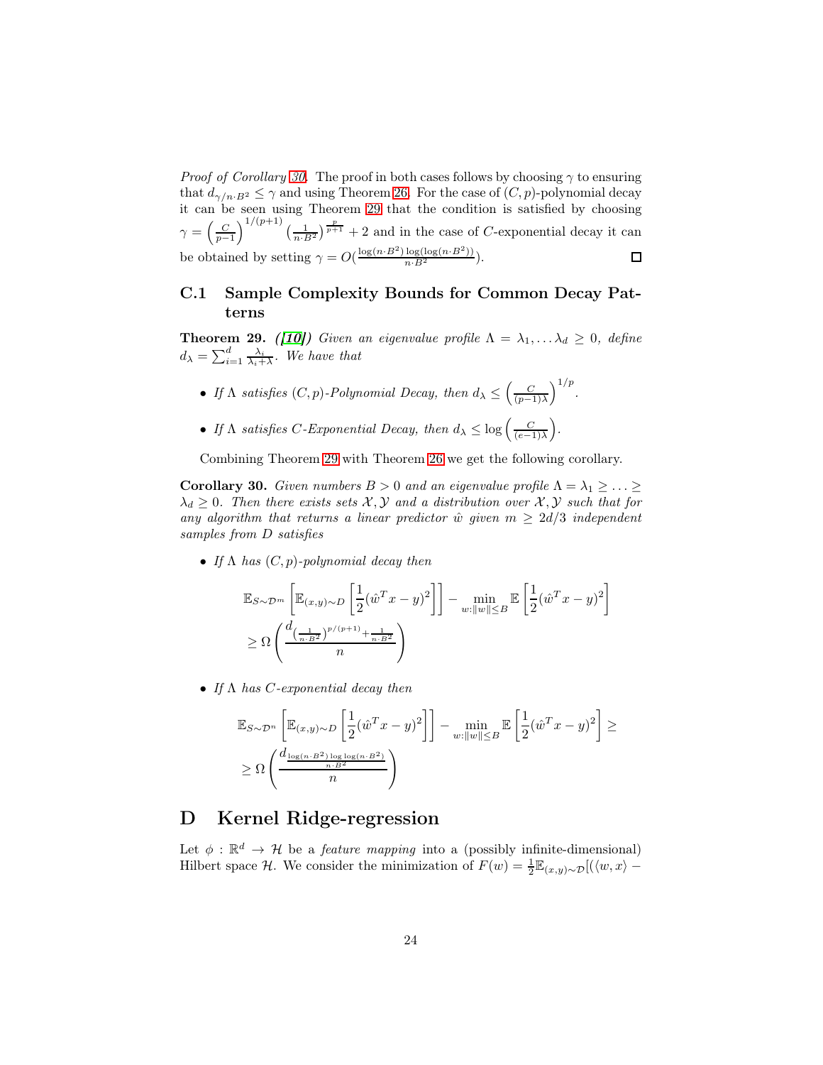*Proof of Corollary 30.* The proof in both cases follows by choosing $\gamma$ to ensuring that $d_{\gamma/n \cdot B^2} \leq \gamma$ and using Theorem 26. For the case of $(C, p)$-polynomial decay it can be seen using Theorem 29 that the condition is satisfied by choosing $\gamma = \left(\frac{C}{p-1}\right)^{1/(p+1)} \left(\frac{1}{n \cdot B^2}\right)^{\frac{p}{p+1}} + 2$ and in the case of $C$-exponential decay it can be obtained by setting $\gamma = O(\frac{\log(n \cdot B^2) \log(\log(n \cdot B^2))}{n \cdot B^2})$. □

## C.1 Sample Complexity Bounds for Common Decay Patterns

**Theorem 29.** *([10]) Given an eigenvalue profile $\Lambda = \lambda_1, \ldots \lambda_d \geq 0$, define $d_\lambda = \sum_{i=1}^{d} \frac{\lambda_i}{\lambda_i + \lambda}$. We have that*

- *If $\Lambda$ satisfies $(C, p)$-Polynomial Decay, then $d_\lambda \leq \left(\frac{C}{(p-1)\lambda}\right)^{1/p}$.*
- *If $\Lambda$ satisfies $C$-Exponential Decay, then $d_\lambda \leq \log\left(\frac{C}{(e-1)\lambda}\right)$.*

Combining Theorem 29 with Theorem 26 we get the following corollary.

**Corollary 30.** *Given numbers $B > 0$ and an eigenvalue profile $\Lambda = \lambda_1 \geq \ldots \geq \lambda_d \geq 0$. Then there exists sets $\mathcal{X}, \mathcal{Y}$ and a distribution over $\mathcal{X}, \mathcal{Y}$ such that for any algorithm that returns a linear predictor $\hat{w}$ given $m \geq 2d/3$ independent samples from $D$ satisfies*

- *If $\Lambda$ has $(C, p)$-polynomial decay then*

$$\mathbb{E}_{S \sim \mathcal{D}^m}\left[\mathbb{E}_{(x,y)\sim D}\left[\frac{1}{2}(\hat{w}^T x - y)^2\right]\right] - \min_{w : \|w\| \leq B} \mathbb{E}\left[\frac{1}{2}(\hat{w}^T x - y)^2\right]$$
$$\geq \Omega\left(\frac{d_{\left(\frac{1}{n \cdot B^2}\right)^{p/(p+1)} + \frac{1}{n \cdot B^2}}}{n}\right)$$

- *If $\Lambda$ has $C$-exponential decay then*

$$\mathbb{E}_{S \sim \mathcal{D}^n}\left[\mathbb{E}_{(x,y)\sim D}\left[\frac{1}{2}(\hat{w}^T x - y)^2\right]\right] - \min_{w : \|w\| \leq B} \mathbb{E}\left[\frac{1}{2}(\hat{w}^T x - y)^2\right] \geq$$
$$\geq \Omega\left(\frac{d_{\frac{\log(n \cdot B^2) \log \log(n \cdot B^2)}{n \cdot B^2}}}{n}\right)$$

# D Kernel Ridge-regression

Let $\phi : \mathbb{R}^d \to \mathcal{H}$ be a *feature mapping* into a (possibly infinite-dimensional) Hilbert space $\mathcal{H}$. We consider the minimization of $F(w) = \frac{1}{2}\mathbb{E}_{(x,y)\sim\mathcal{D}}[(\langle w, x\rangle -$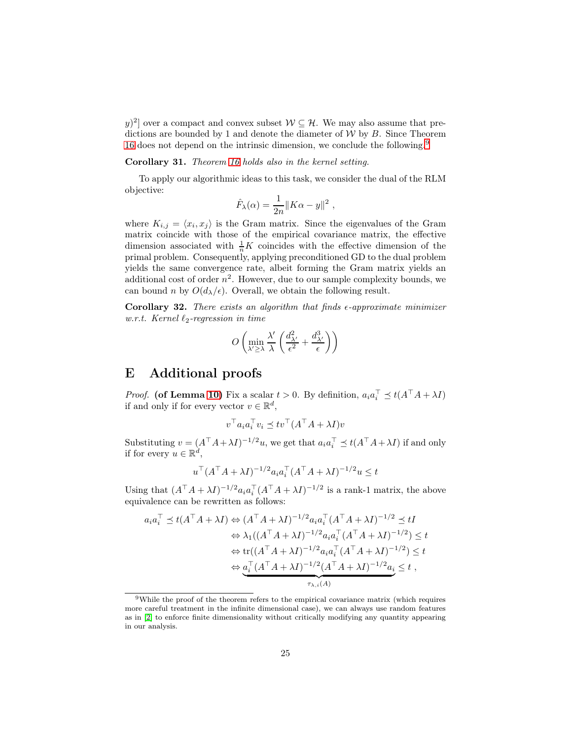$y)^2]$ over a compact and convex subset $\mathcal{W} \subseteq \mathcal{H}$. We may also assume that predictions are bounded by 1 and denote the diameter of $\mathcal{W}$ by $B$. Since Theorem 16 does not depend on the intrinsic dimension, we conclude the following.[9]

**Corollary 31.** *Theorem 16 holds also in the kernel setting.*

To apply our algorithmic ideas to this task, we consider the dual of the RLM objective:

$$\hat{F}_\lambda(\alpha) = \frac{1}{2n}\|K\alpha - y\|^2 ,$$

where $K_{i,j} = \langle x_i, x_j \rangle$ is the Gram matrix. Since the eigenvalues of the Gram matrix coincide with those of the empirical covariance matrix, the effective dimension associated with $\frac{1}{n}K$ coincides with the effective dimension of the primal problem. Consequently, applying preconditioned GD to the dual problem yields the same convergence rate, albeit forming the Gram matrix yields an additional cost of order $n^2$. However, due to our sample complexity bounds, we can bound $n$ by $O(d_\lambda/\epsilon)$. Overall, we obtain the following result.

**Corollary 32.** *There exists an algorithm that finds $\epsilon$-approximate minimizer w.r.t. Kernel $\ell_2$-regression in time*

$$O\left(\min_{\lambda' \geq \lambda} \frac{\lambda'}{\lambda}\left(\frac{d_{\lambda'}^2}{\epsilon^2} + \frac{d_{\lambda'}^3}{\epsilon}\right)\right)$$

# E Additional proofs

*Proof.* **(of Lemma 10)** Fix a scalar $t > 0$. By definition, $a_i a_i^\top \preceq t(A^\top A + \lambda I)$ if and only if for every vector $v \in \mathbb{R}^d$,

$$v^\top a_i a_i^\top v_i \preceq t v^\top (A^\top A + \lambda I) v$$

Substituting $v = (A^\top A + \lambda I)^{-1/2} u$, we get that $a_i a_i^\top \preceq t(A^\top A + \lambda I)$ if and only if for every $u \in \mathbb{R}^d$,

$$u^\top (A^\top A + \lambda I)^{-1/2} a_i a_i^\top (A^\top A + \lambda I)^{-1/2} u \leq t$$

Using that $(A^\top A + \lambda I)^{-1/2} a_i a_i^\top (A^\top A + \lambda I)^{-1/2}$ is a rank-1 matrix, the above equivalence can be rewritten as follows:

$$\begin{aligned}
a_i a_i^\top \preceq t(A^\top A + \lambda I) &\Leftrightarrow (A^\top A + \lambda I)^{-1/2} a_i a_i^\top (A^\top A + \lambda I)^{-1/2} \preceq tI \\
&\Leftrightarrow \lambda_1((A^\top A + \lambda I)^{-1/2} a_i a_i^\top (A^\top A + \lambda I)^{-1/2}) \leq t \\
&\Leftrightarrow \operatorname{tr}((A^\top A + \lambda I)^{-1/2} a_i a_i^\top (A^\top A + \lambda I)^{-1/2}) \leq t \\
&\Leftrightarrow \underbrace{a_i^\top (A^\top A + \lambda I)^{-1/2} (A^\top A + \lambda I)^{-1/2} a_i}_{\tau_{\lambda,i}(A)} \leq t \ ,
\end{aligned}$$

[9] While the proof of the theorem refers to the empirical covariance matrix (which requires more careful treatment in the infinite dimensional case), we can always use random features as in [2] to enforce finite dimensionality without critically modifying any quantity appearing in our analysis.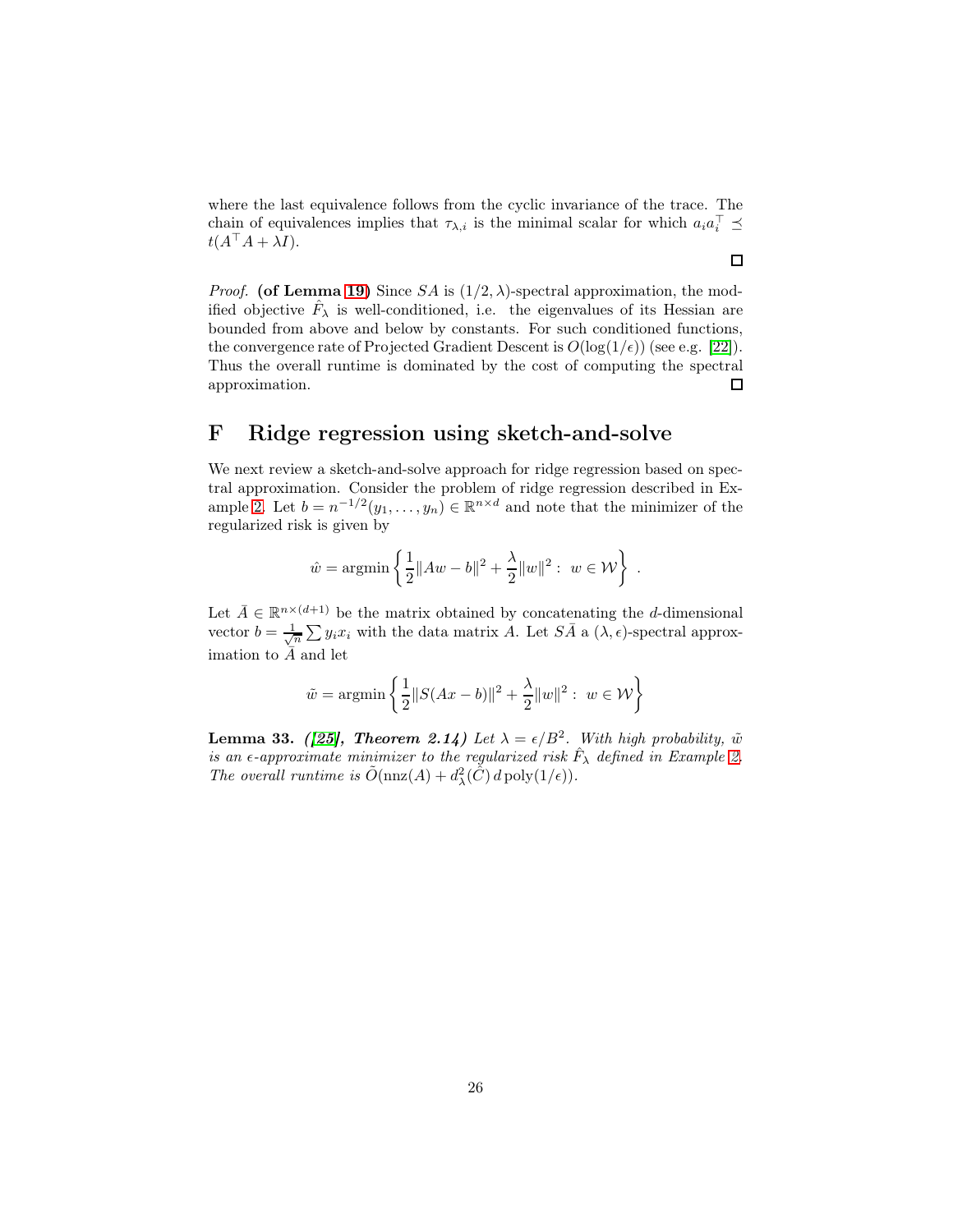where the last equivalence follows from the cyclic invariance of the trace. The chain of equivalences implies that $\tau_{\lambda,i}$ is the minimal scalar for which $a_i a_i^\top \preceq t(A^\top A + \lambda I)$.

□

*Proof.* **(of Lemma 19)** Since $SA$ is $(1/2, \lambda)$-spectral approximation, the modified objective $\hat{F}_\lambda$ is well-conditioned, i.e. the eigenvalues of its Hessian are bounded from above and below by constants. For such conditioned functions, the convergence rate of Projected Gradient Descent is $O(\log(1/\epsilon))$ (see e.g. [22]). Thus the overall runtime is dominated by the cost of computing the spectral approximation. □

# F Ridge regression using sketch-and-solve

We next review a sketch-and-solve approach for ridge regression based on spectral approximation. Consider the problem of ridge regression described in Example 2. Let $b = n^{-1/2}(y_1, \ldots, y_n) \in \mathbb{R}^{n \times d}$ and note that the minimizer of the regularized risk is given by

$$\hat{w} = \operatorname{argmin} \left\{ \frac{1}{2}\|Aw - b\|^2 + \frac{\lambda}{2}\|w\|^2 : \; w \in \mathcal{W} \right\} .$$

Let $\bar{A} \in \mathbb{R}^{n \times (d+1)}$ be the matrix obtained by concatenating the $d$-dimensional vector $b = \frac{1}{\sqrt{n}} \sum y_i x_i$ with the data matrix $A$. Let $S\bar{A}$ a $(\lambda, \epsilon)$-spectral approximation to $\bar{A}$ and let

$$\tilde{w} = \operatorname{argmin} \left\{ \frac{1}{2}\|S(Ax - b)\|^2 + \frac{\lambda}{2}\|w\|^2 : \; w \in \mathcal{W} \right\}$$

**Lemma 33.** ***([25], Theorem 2.14)*** *Let $\lambda = \epsilon/B^2$. With high probability, $\tilde{w}$ is an $\epsilon$-approximate minimizer to the regularized risk $\hat{F}_\lambda$ defined in Example 2. The overall runtime is $\tilde{O}(\text{nnz}(A) + d_\lambda^2(\hat{C})\, d \, \text{poly}(1/\epsilon))$.*